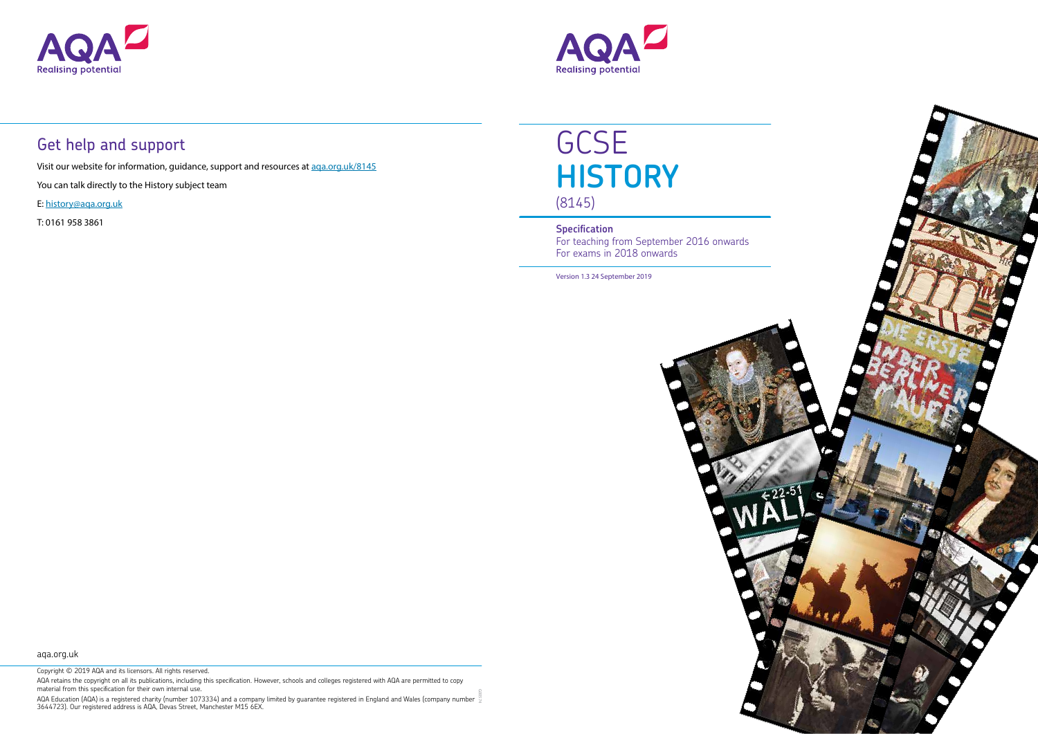## Get help and support

Visit our website for information, guidance, support and resources at [aqa.org.uk/8145](aqa.org.uk/8145)

You can talk directly to the History subject team

E: [history@aqa.org.uk](mailto:history@aqa.org.uk)

T: 0161 958 3861

aqa.org.uk

Copyright © 2019 AQA and its licensors. All rights reserved.

AQA retains the copyright on all its publications, including this specification. However, schools and colleges registered with AQA are permitted to copy material from this specification for their own internal use.

AQA Education (AQA) is a registered charity (number 1073334) and a company limited by guarantee registered in England and Wales (company number 3644723). Our registered address is AQA, Devas Street, Manchester M15 6EX.

# GCSE
# HISTORY
(8145)

**Specification**

For teaching from September 2016 onwards
For exams in 2018 onwards

Version 1.3 24 September 2019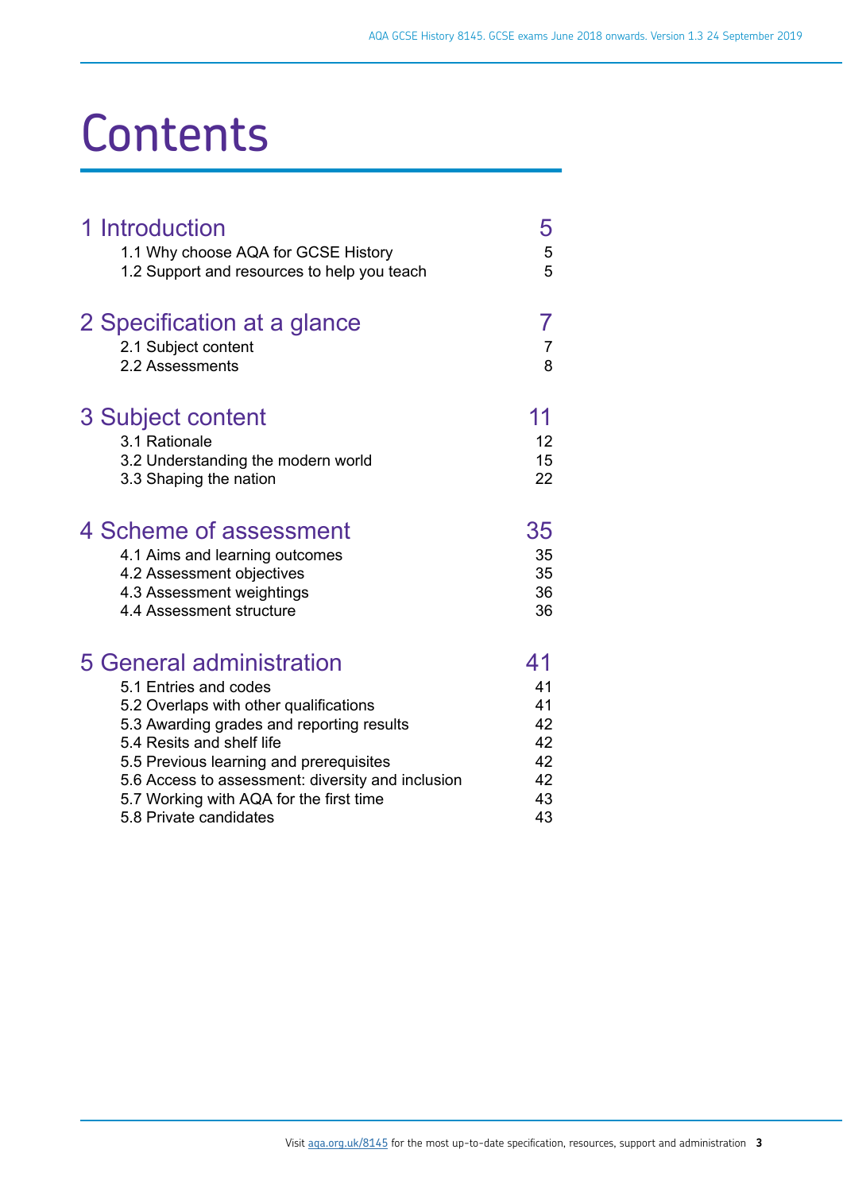# Contents

| | |
|---|---|
| **1 Introduction** | **5** |
| 1.1 Why choose AQA for GCSE History | 5 |
| 1.2 Support and resources to help you teach | 5 |
| **2 Specification at a glance** | **7** |
| 2.1 Subject content | 7 |
| 2.2 Assessments | 8 |
| **3 Subject content** | **11** |
| 3.1 Rationale | 12 |
| 3.2 Understanding the modern world | 15 |
| 3.3 Shaping the nation | 22 |
| **4 Scheme of assessment** | **35** |
| 4.1 Aims and learning outcomes | 35 |
| 4.2 Assessment objectives | 35 |
| 4.3 Assessment weightings | 36 |
| 4.4 Assessment structure | 36 |
| **5 General administration** | **41** |
| 5.1 Entries and codes | 41 |
| 5.2 Overlaps with other qualifications | 41 |
| 5.3 Awarding grades and reporting results | 42 |
| 5.4 Resits and shelf life | 42 |
| 5.5 Previous learning and prerequisites | 42 |
| 5.6 Access to assessment: diversity and inclusion | 42 |
| 5.7 Working with AQA for the first time | 43 |
| 5.8 Private candidates | 43 |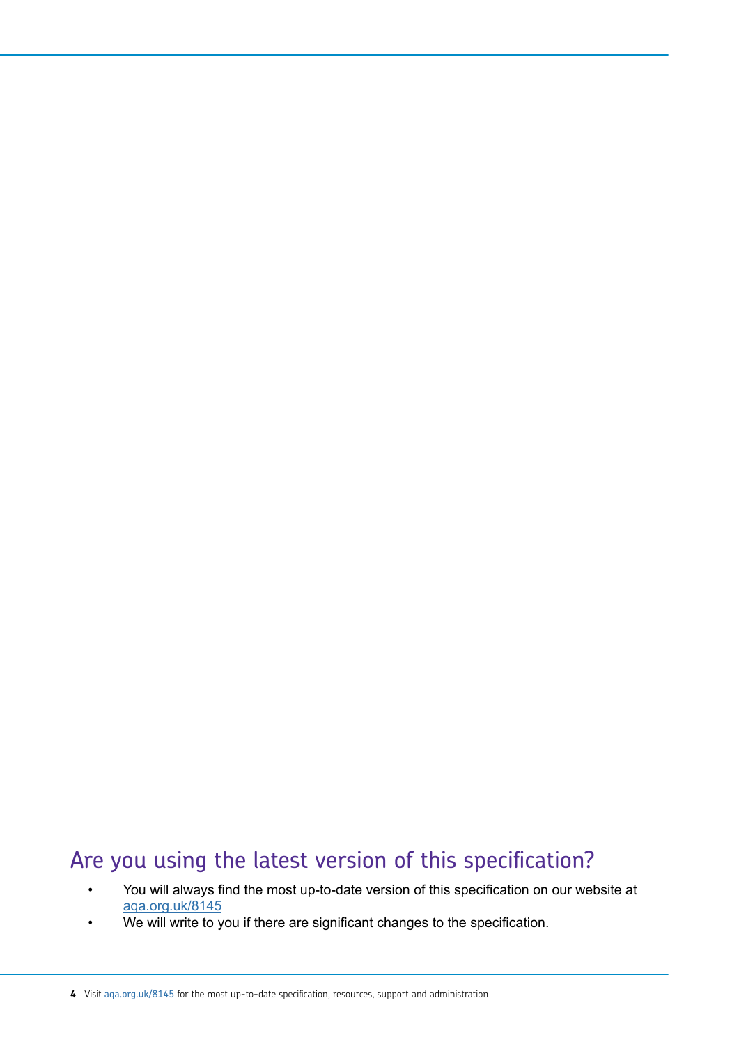## Are you using the latest version of this specification?

- You will always find the most up-to-date version of this specification on our website at aqa.org.uk/8145
- We will write to you if there are significant changes to the specification.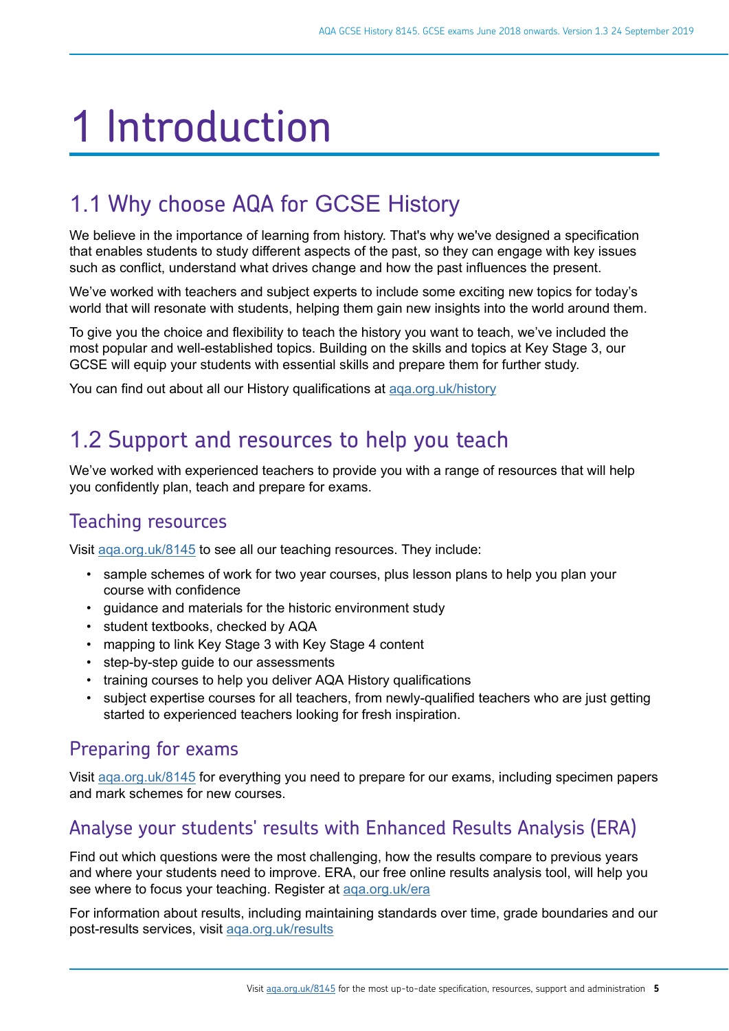# 1 Introduction

## 1.1 Why choose AQA for GCSE History

We believe in the importance of learning from history. That's why we've designed a specification that enables students to study different aspects of the past, so they can engage with key issues such as conflict, understand what drives change and how the past influences the present.

We've worked with teachers and subject experts to include some exciting new topics for today's world that will resonate with students, helping them gain new insights into the world around them.

To give you the choice and flexibility to teach the history you want to teach, we've included the most popular and well-established topics. Building on the skills and topics at Key Stage 3, our GCSE will equip your students with essential skills and prepare them for further study.

You can find out about all our History qualifications at aqa.org.uk/history

## 1.2 Support and resources to help you teach

We've worked with experienced teachers to provide you with a range of resources that will help you confidently plan, teach and prepare for exams.

### Teaching resources

Visit aqa.org.uk/8145 to see all our teaching resources. They include:

- sample schemes of work for two year courses, plus lesson plans to help you plan your course with confidence
- guidance and materials for the historic environment study
- student textbooks, checked by AQA
- mapping to link Key Stage 3 with Key Stage 4 content
- step-by-step guide to our assessments
- training courses to help you deliver AQA History qualifications
- subject expertise courses for all teachers, from newly-qualified teachers who are just getting started to experienced teachers looking for fresh inspiration.

### Preparing for exams

Visit aqa.org.uk/8145 for everything you need to prepare for our exams, including specimen papers and mark schemes for new courses.

### Analyse your students' results with Enhanced Results Analysis (ERA)

Find out which questions were the most challenging, how the results compare to previous years and where your students need to improve. ERA, our free online results analysis tool, will help you see where to focus your teaching. Register at aqa.org.uk/era

For information about results, including maintaining standards over time, grade boundaries and our post-results services, visit aqa.org.uk/results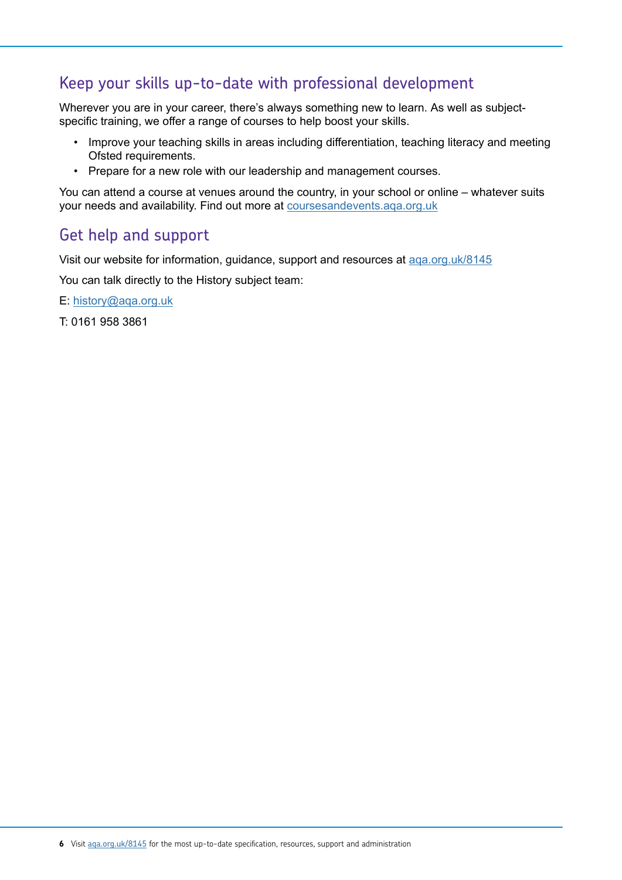## Keep your skills up-to-date with professional development

Wherever you are in your career, there's always something new to learn. As well as subject-specific training, we offer a range of courses to help boost your skills.

- Improve your teaching skills in areas including differentiation, teaching literacy and meeting Ofsted requirements.
- Prepare for a new role with our leadership and management courses.

You can attend a course at venues around the country, in your school or online – whatever suits your needs and availability. Find out more at [coursesandevents.aqa.org.uk](coursesandevents.aqa.org.uk)

## Get help and support

Visit our website for information, guidance, support and resources at [aqa.org.uk/8145](aqa.org.uk/8145)

You can talk directly to the History subject team:

E: [history@aqa.org.uk](mailto:history@aqa.org.uk)

T: 0161 958 3861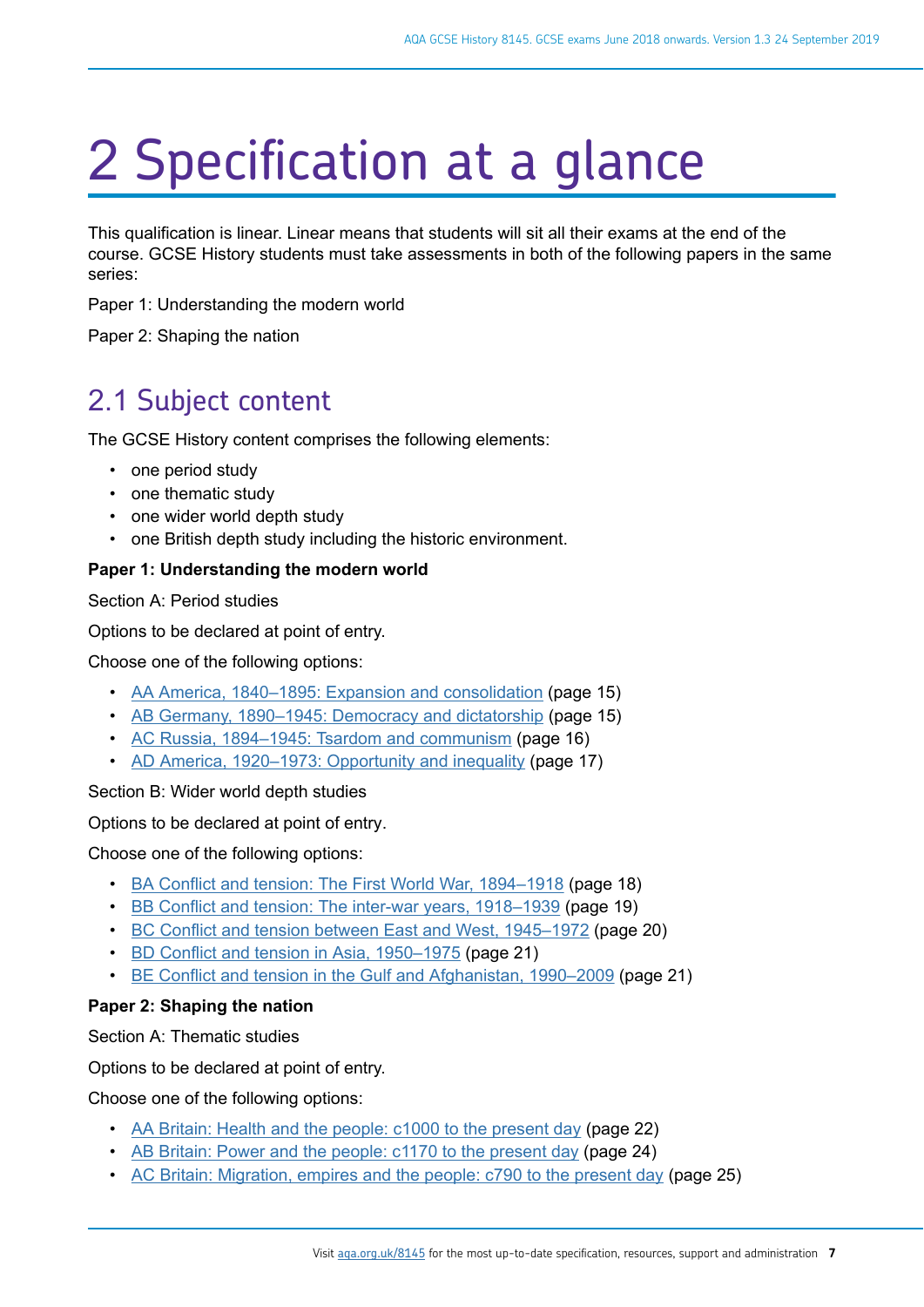# 2 Specification at a glance

This qualification is linear. Linear means that students will sit all their exams at the end of the course. GCSE History students must take assessments in both of the following papers in the same series:

Paper 1: Understanding the modern world

Paper 2: Shaping the nation

## 2.1 Subject content

The GCSE History content comprises the following elements:

- one period study
- one thematic study
- one wider world depth study
- one British depth study including the historic environment.

**Paper 1: Understanding the modern world**

Section A: Period studies

Options to be declared at point of entry.

Choose one of the following options:

- AA America, 1840–1895: Expansion and consolidation (page 15)
- AB Germany, 1890–1945: Democracy and dictatorship (page 15)
- AC Russia, 1894–1945: Tsardom and communism (page 16)
- AD America, 1920–1973: Opportunity and inequality (page 17)

Section B: Wider world depth studies

Options to be declared at point of entry.

Choose one of the following options:

- BA Conflict and tension: The First World War, 1894–1918 (page 18)
- BB Conflict and tension: The inter-war years, 1918–1939 (page 19)
- BC Conflict and tension between East and West, 1945–1972 (page 20)
- BD Conflict and tension in Asia, 1950–1975 (page 21)
- BE Conflict and tension in the Gulf and Afghanistan, 1990–2009 (page 21)

**Paper 2: Shaping the nation**

Section A: Thematic studies

Options to be declared at point of entry.

Choose one of the following options:

- AA Britain: Health and the people: c1000 to the present day (page 22)
- AB Britain: Power and the people: c1170 to the present day (page 24)
- AC Britain: Migration, empires and the people: c790 to the present day (page 25)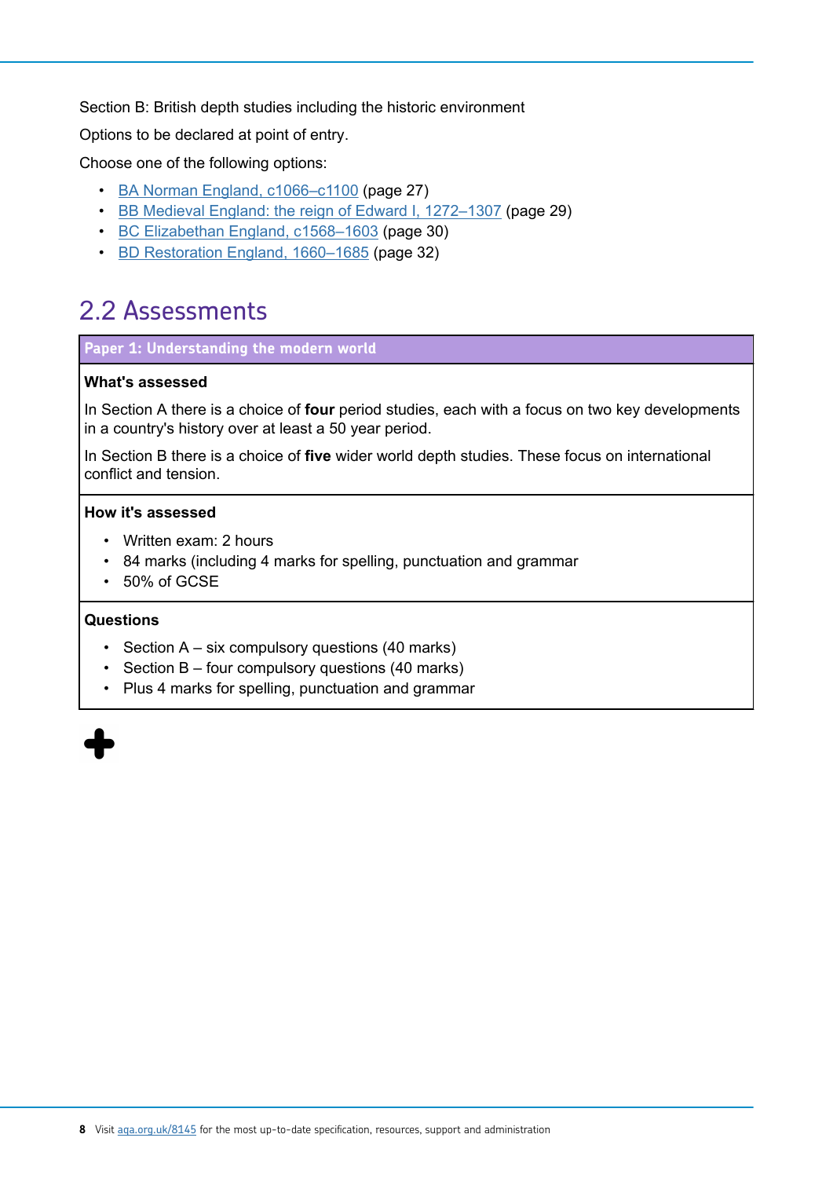Section B: British depth studies including the historic environment

Options to be declared at point of entry.

Choose one of the following options:

- BA Norman England, c1066–c1100 (page 27)
- BB Medieval England: the reign of Edward I, 1272–1307 (page 29)
- BC Elizabethan England, c1568–1603 (page 30)
- BD Restoration England, 1660–1685 (page 32)

## 2.2 Assessments

**Paper 1: Understanding the modern world**

**What's assessed**

In Section A there is a choice of **four** period studies, each with a focus on two key developments in a country's history over at least a 50 year period.

In Section B there is a choice of **five** wider world depth studies. These focus on international conflict and tension.

**How it's assessed**

- Written exam: 2 hours
- 84 marks (including 4 marks for spelling, punctuation and grammar
- 50% of GCSE

**Questions**

- Section A – six compulsory questions (40 marks)
- Section B – four compulsory questions (40 marks)
- Plus 4 marks for spelling, punctuation and grammar

+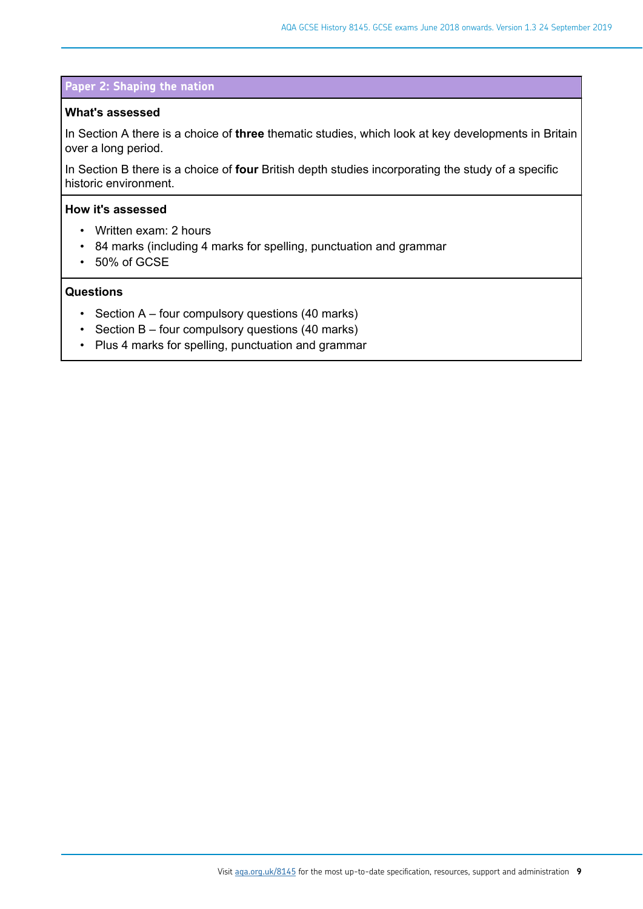## Paper 2: Shaping the nation

### What's assessed

In Section A there is a choice of **three** thematic studies, which look at key developments in Britain over a long period.

In Section B there is a choice of **four** British depth studies incorporating the study of a specific historic environment.

### How it's assessed

- Written exam: 2 hours
- 84 marks (including 4 marks for spelling, punctuation and grammar
- 50% of GCSE

### Questions

- Section A – four compulsory questions (40 marks)
- Section B – four compulsory questions (40 marks)
- Plus 4 marks for spelling, punctuation and grammar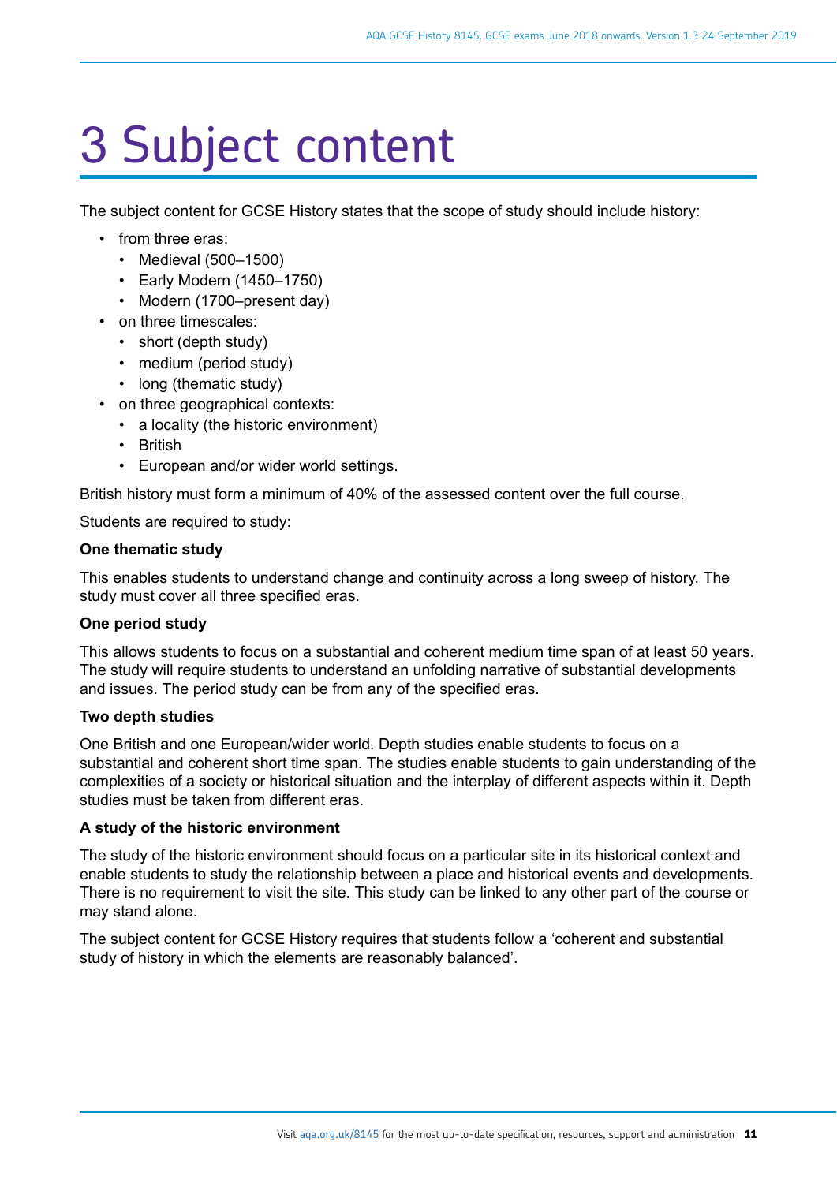# 3 Subject content

The subject content for GCSE History states that the scope of study should include history:

- from three eras:
  - Medieval (500–1500)
  - Early Modern (1450–1750)
  - Modern (1700–present day)
- on three timescales:
  - short (depth study)
  - medium (period study)
  - long (thematic study)
- on three geographical contexts:
  - a locality (the historic environment)
  - British
  - European and/or wider world settings.

British history must form a minimum of 40% of the assessed content over the full course.

Students are required to study:

**One thematic study**

This enables students to understand change and continuity across a long sweep of history. The study must cover all three specified eras.

**One period study**

This allows students to focus on a substantial and coherent medium time span of at least 50 years. The study will require students to understand an unfolding narrative of substantial developments and issues. The period study can be from any of the specified eras.

**Two depth studies**

One British and one European/wider world. Depth studies enable students to focus on a substantial and coherent short time span. The studies enable students to gain understanding of the complexities of a society or historical situation and the interplay of different aspects within it. Depth studies must be taken from different eras.

**A study of the historic environment**

The study of the historic environment should focus on a particular site in its historical context and enable students to study the relationship between a place and historical events and developments. There is no requirement to visit the site. This study can be linked to any other part of the course or may stand alone.

The subject content for GCSE History requires that students follow a 'coherent and substantial study of history in which the elements are reasonably balanced'.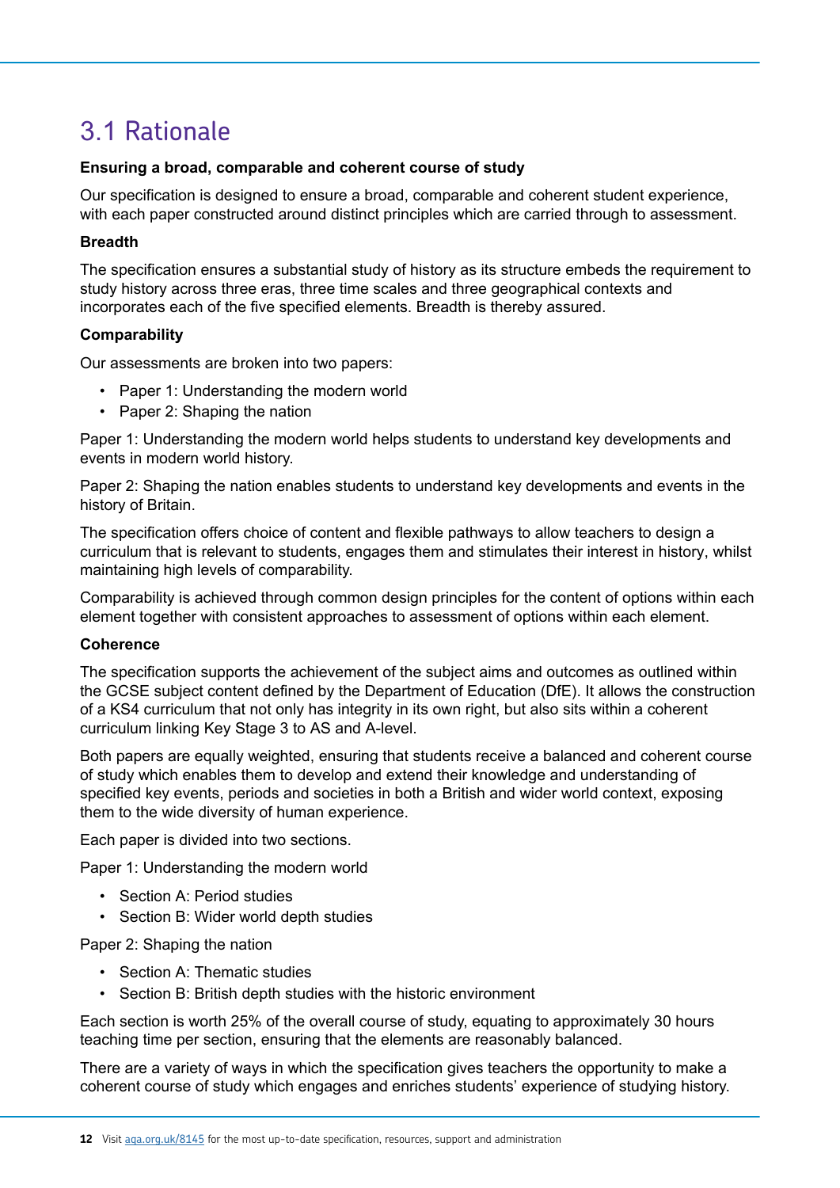## 3.1 Rationale

**Ensuring a broad, comparable and coherent course of study**

Our specification is designed to ensure a broad, comparable and coherent student experience, with each paper constructed around distinct principles which are carried through to assessment.

**Breadth**

The specification ensures a substantial study of history as its structure embeds the requirement to study history across three eras, three time scales and three geographical contexts and incorporates each of the five specified elements. Breadth is thereby assured.

**Comparability**

Our assessments are broken into two papers:

- Paper 1: Understanding the modern world
- Paper 2: Shaping the nation

Paper 1: Understanding the modern world helps students to understand key developments and events in modern world history.

Paper 2: Shaping the nation enables students to understand key developments and events in the history of Britain.

The specification offers choice of content and flexible pathways to allow teachers to design a curriculum that is relevant to students, engages them and stimulates their interest in history, whilst maintaining high levels of comparability.

Comparability is achieved through common design principles for the content of options within each element together with consistent approaches to assessment of options within each element.

**Coherence**

The specification supports the achievement of the subject aims and outcomes as outlined within the GCSE subject content defined by the Department of Education (DfE). It allows the construction of a KS4 curriculum that not only has integrity in its own right, but also sits within a coherent curriculum linking Key Stage 3 to AS and A-level.

Both papers are equally weighted, ensuring that students receive a balanced and coherent course of study which enables them to develop and extend their knowledge and understanding of specified key events, periods and societies in both a British and wider world context, exposing them to the wide diversity of human experience.

Each paper is divided into two sections.

Paper 1: Understanding the modern world

- Section A: Period studies
- Section B: Wider world depth studies

Paper 2: Shaping the nation

- Section A: Thematic studies
- Section B: British depth studies with the historic environment

Each section is worth 25% of the overall course of study, equating to approximately 30 hours teaching time per section, ensuring that the elements are reasonably balanced.

There are a variety of ways in which the specification gives teachers the opportunity to make a coherent course of study which engages and enriches students' experience of studying history.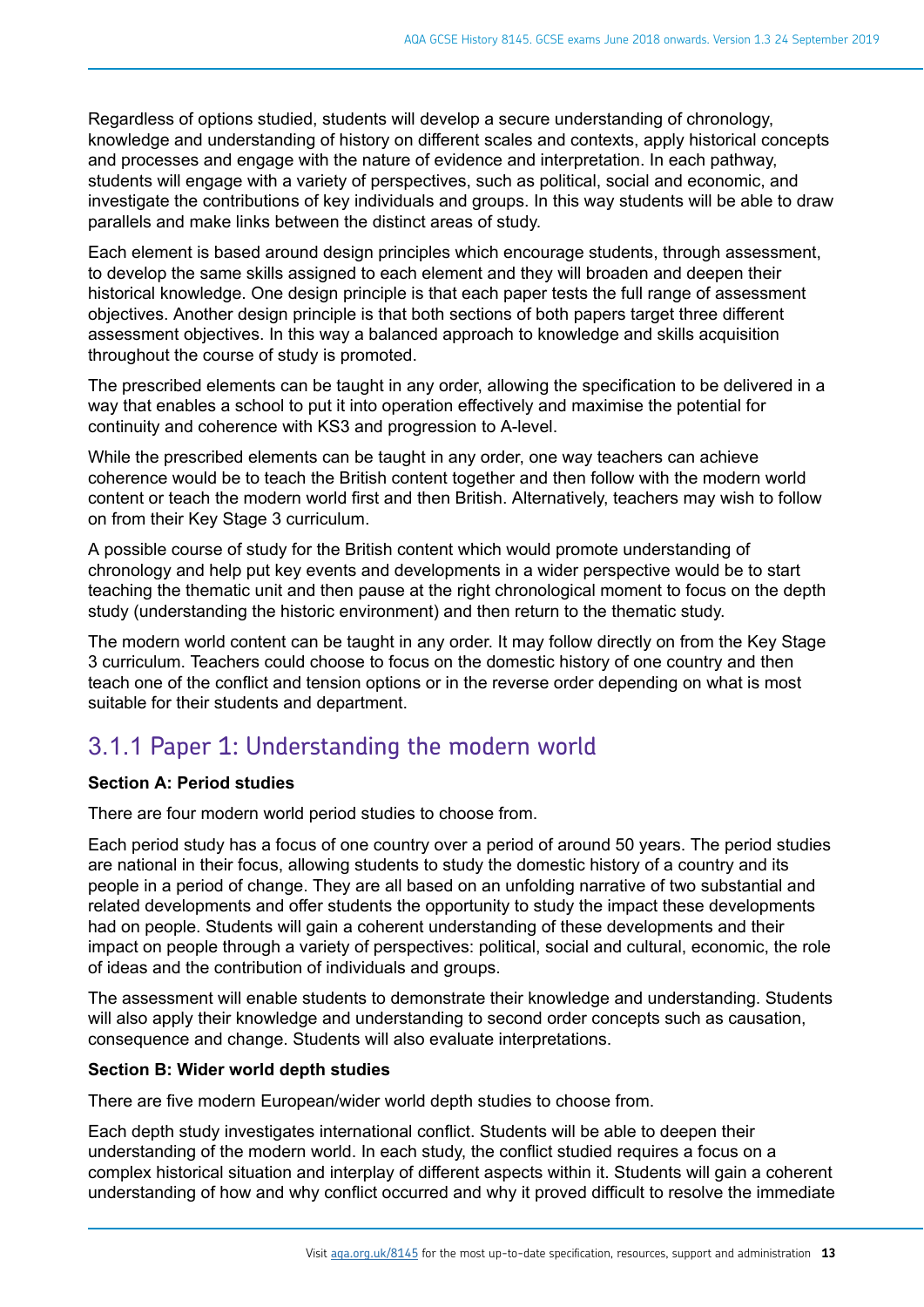Regardless of options studied, students will develop a secure understanding of chronology, knowledge and understanding of history on different scales and contexts, apply historical concepts and processes and engage with the nature of evidence and interpretation. In each pathway, students will engage with a variety of perspectives, such as political, social and economic, and investigate the contributions of key individuals and groups. In this way students will be able to draw parallels and make links between the distinct areas of study.

Each element is based around design principles which encourage students, through assessment, to develop the same skills assigned to each element and they will broaden and deepen their historical knowledge. One design principle is that each paper tests the full range of assessment objectives. Another design principle is that both sections of both papers target three different assessment objectives. In this way a balanced approach to knowledge and skills acquisition throughout the course of study is promoted.

The prescribed elements can be taught in any order, allowing the specification to be delivered in a way that enables a school to put it into operation effectively and maximise the potential for continuity and coherence with KS3 and progression to A-level.

While the prescribed elements can be taught in any order, one way teachers can achieve coherence would be to teach the British content together and then follow with the modern world content or teach the modern world first and then British. Alternatively, teachers may wish to follow on from their Key Stage 3 curriculum.

A possible course of study for the British content which would promote understanding of chronology and help put key events and developments in a wider perspective would be to start teaching the thematic unit and then pause at the right chronological moment to focus on the depth study (understanding the historic environment) and then return to the thematic study.

The modern world content can be taught in any order. It may follow directly on from the Key Stage 3 curriculum. Teachers could choose to focus on the domestic history of one country and then teach one of the conflict and tension options or in the reverse order depending on what is most suitable for their students and department.

## 3.1.1 Paper 1: Understanding the modern world

**Section A: Period studies**

There are four modern world period studies to choose from.

Each period study has a focus of one country over a period of around 50 years. The period studies are national in their focus, allowing students to study the domestic history of a country and its people in a period of change. They are all based on an unfolding narrative of two substantial and related developments and offer students the opportunity to study the impact these developments had on people. Students will gain a coherent understanding of these developments and their impact on people through a variety of perspectives: political, social and cultural, economic, the role of ideas and the contribution of individuals and groups.

The assessment will enable students to demonstrate their knowledge and understanding. Students will also apply their knowledge and understanding to second order concepts such as causation, consequence and change. Students will also evaluate interpretations.

**Section B: Wider world depth studies**

There are five modern European/wider world depth studies to choose from.

Each depth study investigates international conflict. Students will be able to deepen their understanding of the modern world. In each study, the conflict studied requires a focus on a complex historical situation and interplay of different aspects within it. Students will gain a coherent understanding of how and why conflict occurred and why it proved difficult to resolve the immediate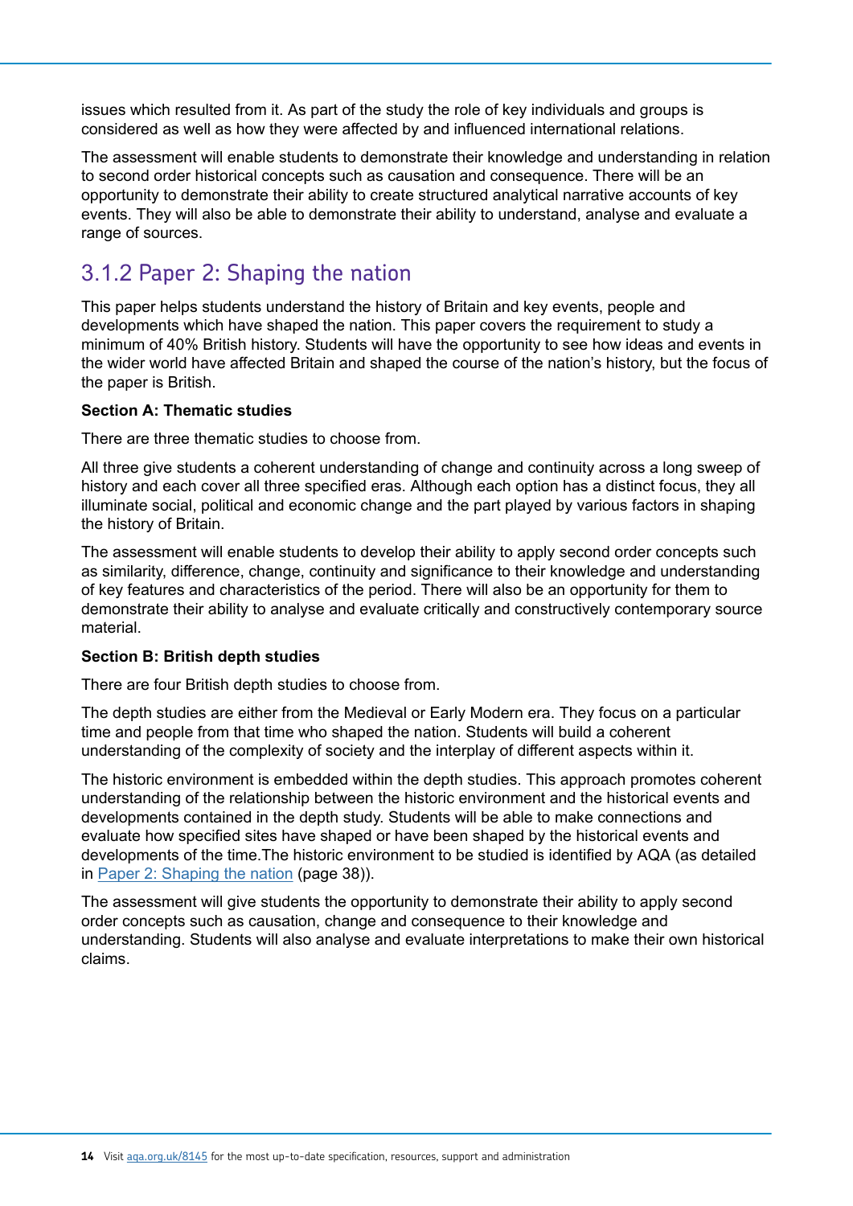issues which resulted from it. As part of the study the role of key individuals and groups is considered as well as how they were affected by and influenced international relations.

The assessment will enable students to demonstrate their knowledge and understanding in relation to second order historical concepts such as causation and consequence. There will be an opportunity to demonstrate their ability to create structured analytical narrative accounts of key events. They will also be able to demonstrate their ability to understand, analyse and evaluate a range of sources.

### 3.1.2 Paper 2: Shaping the nation

This paper helps students understand the history of Britain and key events, people and developments which have shaped the nation. This paper covers the requirement to study a minimum of 40% British history. Students will have the opportunity to see how ideas and events in the wider world have affected Britain and shaped the course of the nation's history, but the focus of the paper is British.

**Section A: Thematic studies**

There are three thematic studies to choose from.

All three give students a coherent understanding of change and continuity across a long sweep of history and each cover all three specified eras. Although each option has a distinct focus, they all illuminate social, political and economic change and the part played by various factors in shaping the history of Britain.

The assessment will enable students to develop their ability to apply second order concepts such as similarity, difference, change, continuity and significance to their knowledge and understanding of key features and characteristics of the period. There will also be an opportunity for them to demonstrate their ability to analyse and evaluate critically and constructively contemporary source material.

**Section B: British depth studies**

There are four British depth studies to choose from.

The depth studies are either from the Medieval or Early Modern era. They focus on a particular time and people from that time who shaped the nation. Students will build a coherent understanding of the complexity of society and the interplay of different aspects within it.

The historic environment is embedded within the depth studies. This approach promotes coherent understanding of the relationship between the historic environment and the historical events and developments contained in the depth study. Students will be able to make connections and evaluate how specified sites have shaped or have been shaped by the historical events and developments of the time.The historic environment to be studied is identified by AQA (as detailed in Paper 2: Shaping the nation (page 38)).

The assessment will give students the opportunity to demonstrate their ability to apply second order concepts such as causation, change and consequence to their knowledge and understanding. Students will also analyse and evaluate interpretations to make their own historical claims.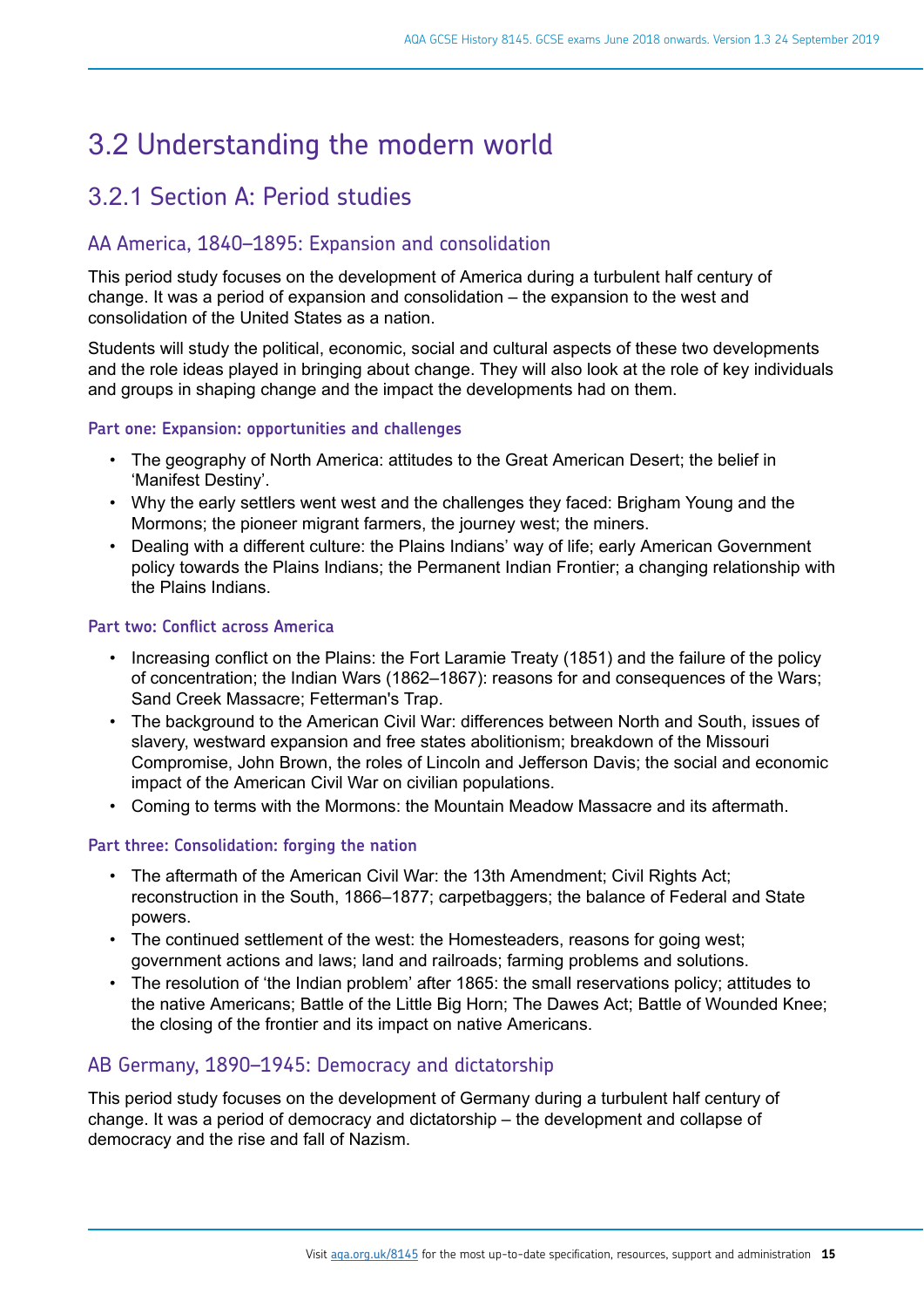# 3.2 Understanding the modern world

## 3.2.1 Section A: Period studies

### AA America, 1840–1895: Expansion and consolidation

This period study focuses on the development of America during a turbulent half century of change. It was a period of expansion and consolidation – the expansion to the west and consolidation of the United States as a nation.

Students will study the political, economic, social and cultural aspects of these two developments and the role ideas played in bringing about change. They will also look at the role of key individuals and groups in shaping change and the impact the developments had on them.

#### Part one: Expansion: opportunities and challenges

- The geography of North America: attitudes to the Great American Desert; the belief in 'Manifest Destiny'.
- Why the early settlers went west and the challenges they faced: Brigham Young and the Mormons; the pioneer migrant farmers, the journey west; the miners.
- Dealing with a different culture: the Plains Indians' way of life; early American Government policy towards the Plains Indians; the Permanent Indian Frontier; a changing relationship with the Plains Indians.

#### Part two: Conflict across America

- Increasing conflict on the Plains: the Fort Laramie Treaty (1851) and the failure of the policy of concentration; the Indian Wars (1862–1867): reasons for and consequences of the Wars; Sand Creek Massacre; Fetterman's Trap.
- The background to the American Civil War: differences between North and South, issues of slavery, westward expansion and free states abolitionism; breakdown of the Missouri Compromise, John Brown, the roles of Lincoln and Jefferson Davis; the social and economic impact of the American Civil War on civilian populations.
- Coming to terms with the Mormons: the Mountain Meadow Massacre and its aftermath.

#### Part three: Consolidation: forging the nation

- The aftermath of the American Civil War: the 13th Amendment; Civil Rights Act; reconstruction in the South, 1866–1877; carpetbaggers; the balance of Federal and State powers.
- The continued settlement of the west: the Homesteaders, reasons for going west; government actions and laws; land and railroads; farming problems and solutions.
- The resolution of 'the Indian problem' after 1865: the small reservations policy; attitudes to the native Americans; Battle of the Little Big Horn; The Dawes Act; Battle of Wounded Knee; the closing of the frontier and its impact on native Americans.

### AB Germany, 1890–1945: Democracy and dictatorship

This period study focuses on the development of Germany during a turbulent half century of change. It was a period of democracy and dictatorship – the development and collapse of democracy and the rise and fall of Nazism.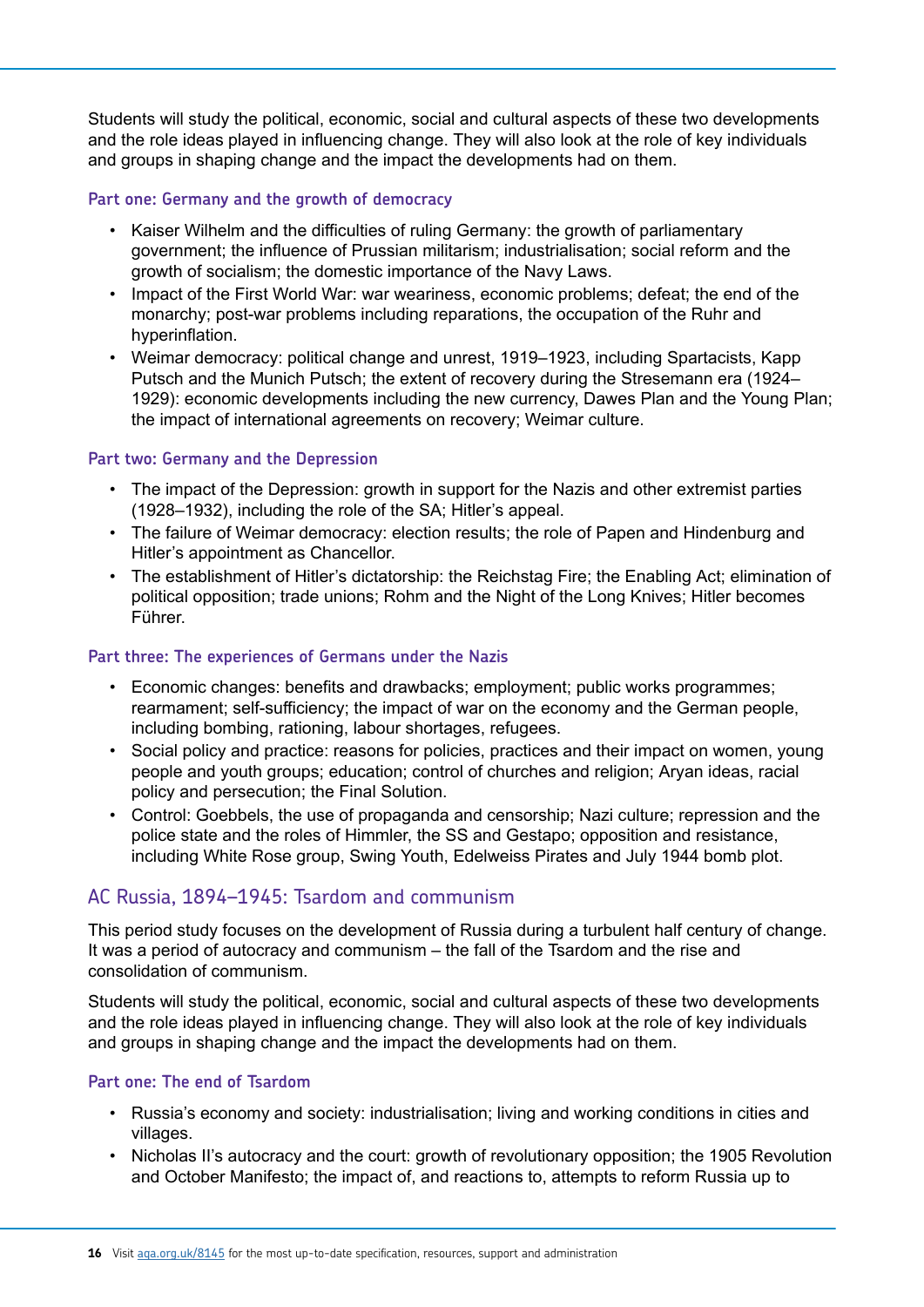Students will study the political, economic, social and cultural aspects of these two developments and the role ideas played in influencing change. They will also look at the role of key individuals and groups in shaping change and the impact the developments had on them.

#### Part one: Germany and the growth of democracy

- Kaiser Wilhelm and the difficulties of ruling Germany: the growth of parliamentary government; the influence of Prussian militarism; industrialisation; social reform and the growth of socialism; the domestic importance of the Navy Laws.
- Impact of the First World War: war weariness, economic problems; defeat; the end of the monarchy; post-war problems including reparations, the occupation of the Ruhr and hyperinflation.
- Weimar democracy: political change and unrest, 1919–1923, including Spartacists, Kapp Putsch and the Munich Putsch; the extent of recovery during the Stresemann era (1924–1929): economic developments including the new currency, Dawes Plan and the Young Plan; the impact of international agreements on recovery; Weimar culture.

#### Part two: Germany and the Depression

- The impact of the Depression: growth in support for the Nazis and other extremist parties (1928–1932), including the role of the SA; Hitler's appeal.
- The failure of Weimar democracy: election results; the role of Papen and Hindenburg and Hitler's appointment as Chancellor.
- The establishment of Hitler's dictatorship: the Reichstag Fire; the Enabling Act; elimination of political opposition; trade unions; Rohm and the Night of the Long Knives; Hitler becomes Führer.

#### Part three: The experiences of Germans under the Nazis

- Economic changes: benefits and drawbacks; employment; public works programmes; rearmament; self-sufficiency; the impact of war on the economy and the German people, including bombing, rationing, labour shortages, refugees.
- Social policy and practice: reasons for policies, practices and their impact on women, young people and youth groups; education; control of churches and religion; Aryan ideas, racial policy and persecution; the Final Solution.
- Control: Goebbels, the use of propaganda and censorship; Nazi culture; repression and the police state and the roles of Himmler, the SS and Gestapo; opposition and resistance, including White Rose group, Swing Youth, Edelweiss Pirates and July 1944 bomb plot.

### AC Russia, 1894–1945: Tsardom and communism

This period study focuses on the development of Russia during a turbulent half century of change. It was a period of autocracy and communism – the fall of the Tsardom and the rise and consolidation of communism.

Students will study the political, economic, social and cultural aspects of these two developments and the role ideas played in influencing change. They will also look at the role of key individuals and groups in shaping change and the impact the developments had on them.

#### Part one: The end of Tsardom

- Russia's economy and society: industrialisation; living and working conditions in cities and villages.
- Nicholas II's autocracy and the court: growth of revolutionary opposition; the 1905 Revolution and October Manifesto; the impact of, and reactions to, attempts to reform Russia up to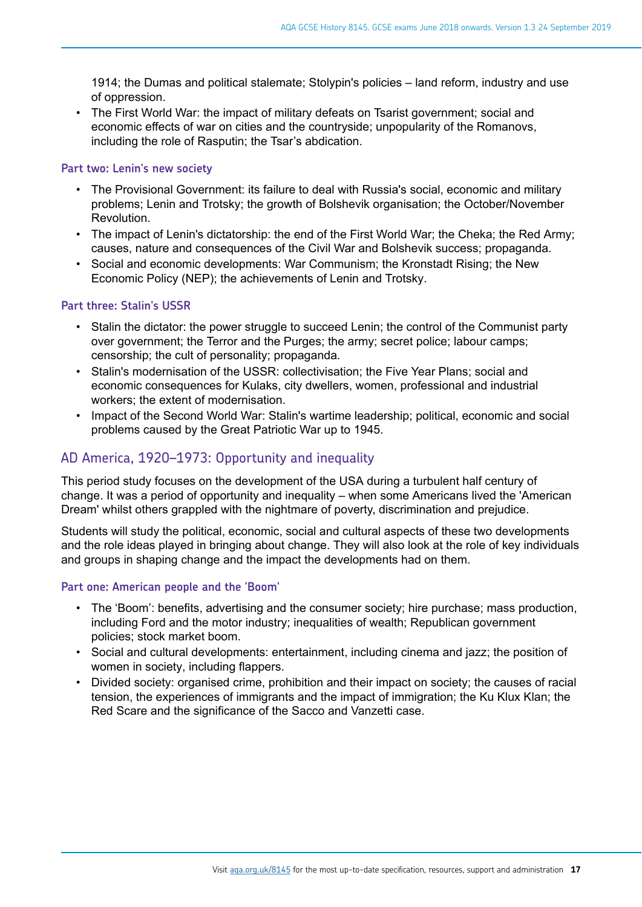1914; the Dumas and political stalemate; Stolypin's policies – land reform, industry and use of oppression.
- The First World War: the impact of military defeats on Tsarist government; social and economic effects of war on cities and the countryside; unpopularity of the Romanovs, including the role of Rasputin; the Tsar's abdication.

### Part two: Lenin's new society

- The Provisional Government: its failure to deal with Russia's social, economic and military problems; Lenin and Trotsky; the growth of Bolshevik organisation; the October/November Revolution.
- The impact of Lenin's dictatorship: the end of the First World War; the Cheka; the Red Army; causes, nature and consequences of the Civil War and Bolshevik success; propaganda.
- Social and economic developments: War Communism; the Kronstadt Rising; the New Economic Policy (NEP); the achievements of Lenin and Trotsky.

### Part three: Stalin's USSR

- Stalin the dictator: the power struggle to succeed Lenin; the control of the Communist party over government; the Terror and the Purges; the army; secret police; labour camps; censorship; the cult of personality; propaganda.
- Stalin's modernisation of the USSR: collectivisation; the Five Year Plans; social and economic consequences for Kulaks, city dwellers, women, professional and industrial workers; the extent of modernisation.
- Impact of the Second World War: Stalin's wartime leadership; political, economic and social problems caused by the Great Patriotic War up to 1945.

## AD America, 1920–1973: Opportunity and inequality

This period study focuses on the development of the USA during a turbulent half century of change. It was a period of opportunity and inequality – when some Americans lived the 'American Dream' whilst others grappled with the nightmare of poverty, discrimination and prejudice.

Students will study the political, economic, social and cultural aspects of these two developments and the role ideas played in bringing about change. They will also look at the role of key individuals and groups in shaping change and the impact the developments had on them.

### Part one: American people and the 'Boom'

- The 'Boom': benefits, advertising and the consumer society; hire purchase; mass production, including Ford and the motor industry; inequalities of wealth; Republican government policies; stock market boom.
- Social and cultural developments: entertainment, including cinema and jazz; the position of women in society, including flappers.
- Divided society: organised crime, prohibition and their impact on society; the causes of racial tension, the experiences of immigrants and the impact of immigration; the Ku Klux Klan; the Red Scare and the significance of the Sacco and Vanzetti case.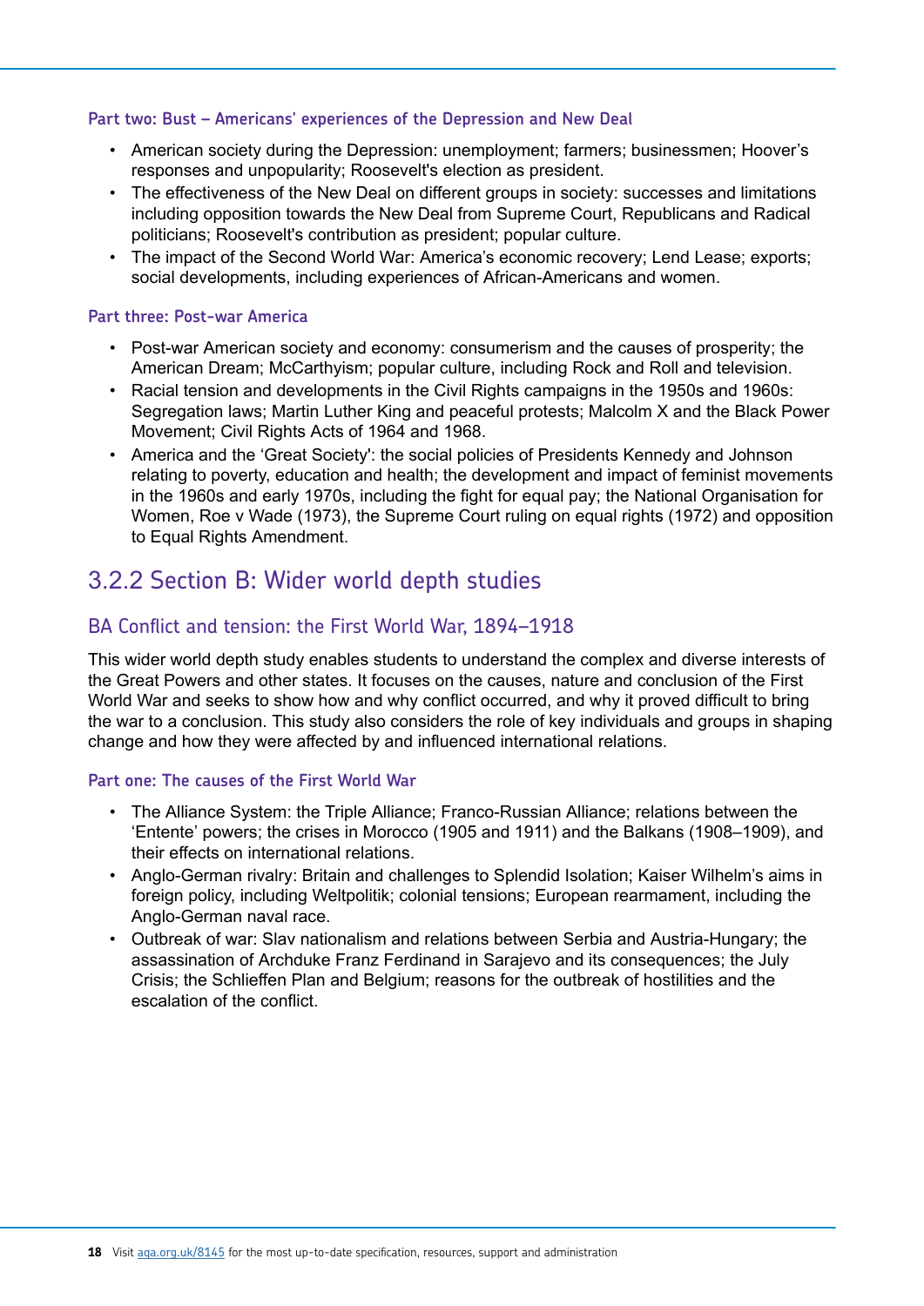#### Part two: Bust – Americans' experiences of the Depression and New Deal

- American society during the Depression: unemployment; farmers; businessmen; Hoover's responses and unpopularity; Roosevelt's election as president.
- The effectiveness of the New Deal on different groups in society: successes and limitations including opposition towards the New Deal from Supreme Court, Republicans and Radical politicians; Roosevelt's contribution as president; popular culture.
- The impact of the Second World War: America's economic recovery; Lend Lease; exports; social developments, including experiences of African-Americans and women.

#### Part three: Post-war America

- Post-war American society and economy: consumerism and the causes of prosperity; the American Dream; McCarthyism; popular culture, including Rock and Roll and television.
- Racial tension and developments in the Civil Rights campaigns in the 1950s and 1960s: Segregation laws; Martin Luther King and peaceful protests; Malcolm X and the Black Power Movement; Civil Rights Acts of 1964 and 1968.
- America and the 'Great Society': the social policies of Presidents Kennedy and Johnson relating to poverty, education and health; the development and impact of feminist movements in the 1960s and early 1970s, including the fight for equal pay; the National Organisation for Women, Roe v Wade (1973), the Supreme Court ruling on equal rights (1972) and opposition to Equal Rights Amendment.

## 3.2.2 Section B: Wider world depth studies

### BA Conflict and tension: the First World War, 1894–1918

This wider world depth study enables students to understand the complex and diverse interests of the Great Powers and other states. It focuses on the causes, nature and conclusion of the First World War and seeks to show how and why conflict occurred, and why it proved difficult to bring the war to a conclusion. This study also considers the role of key individuals and groups in shaping change and how they were affected by and influenced international relations.

#### Part one: The causes of the First World War

- The Alliance System: the Triple Alliance; Franco-Russian Alliance; relations between the 'Entente' powers; the crises in Morocco (1905 and 1911) and the Balkans (1908–1909), and their effects on international relations.
- Anglo-German rivalry: Britain and challenges to Splendid Isolation; Kaiser Wilhelm's aims in foreign policy, including Weltpolitik; colonial tensions; European rearmament, including the Anglo-German naval race.
- Outbreak of war: Slav nationalism and relations between Serbia and Austria-Hungary; the assassination of Archduke Franz Ferdinand in Sarajevo and its consequences; the July Crisis; the Schlieffen Plan and Belgium; reasons for the outbreak of hostilities and the escalation of the conflict.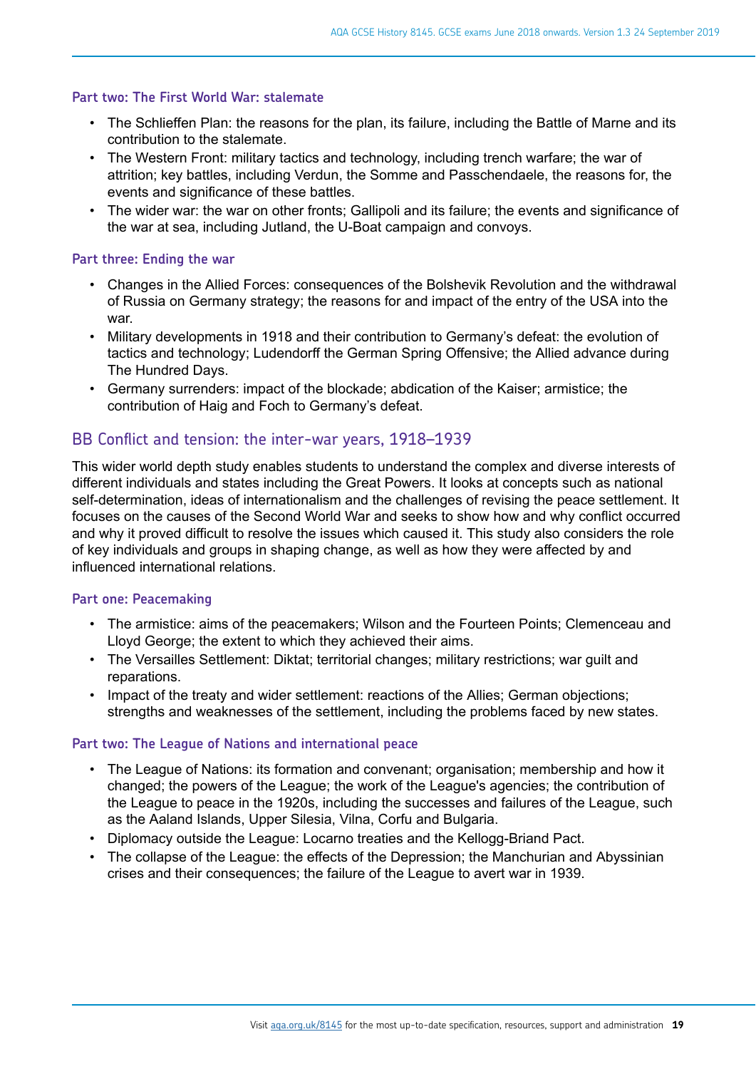### Part two: The First World War: stalemate

- The Schlieffen Plan: the reasons for the plan, its failure, including the Battle of Marne and its contribution to the stalemate.
- The Western Front: military tactics and technology, including trench warfare; the war of attrition; key battles, including Verdun, the Somme and Passchendaele, the reasons for, the events and significance of these battles.
- The wider war: the war on other fronts; Gallipoli and its failure; the events and significance of the war at sea, including Jutland, the U-Boat campaign and convoys.

### Part three: Ending the war

- Changes in the Allied Forces: consequences of the Bolshevik Revolution and the withdrawal of Russia on Germany strategy; the reasons for and impact of the entry of the USA into the war.
- Military developments in 1918 and their contribution to Germany's defeat: the evolution of tactics and technology; Ludendorff the German Spring Offensive; the Allied advance during The Hundred Days.
- Germany surrenders: impact of the blockade; abdication of the Kaiser; armistice; the contribution of Haig and Foch to Germany's defeat.

## BB Conflict and tension: the inter-war years, 1918–1939

This wider world depth study enables students to understand the complex and diverse interests of different individuals and states including the Great Powers. It looks at concepts such as national self-determination, ideas of internationalism and the challenges of revising the peace settlement. It focuses on the causes of the Second World War and seeks to show how and why conflict occurred and why it proved difficult to resolve the issues which caused it. This study also considers the role of key individuals and groups in shaping change, as well as how they were affected by and influenced international relations.

### Part one: Peacemaking

- The armistice: aims of the peacemakers; Wilson and the Fourteen Points; Clemenceau and Lloyd George; the extent to which they achieved their aims.
- The Versailles Settlement: Diktat; territorial changes; military restrictions; war guilt and reparations.
- Impact of the treaty and wider settlement: reactions of the Allies; German objections; strengths and weaknesses of the settlement, including the problems faced by new states.

### Part two: The League of Nations and international peace

- The League of Nations: its formation and convenant; organisation; membership and how it changed; the powers of the League; the work of the League's agencies; the contribution of the League to peace in the 1920s, including the successes and failures of the League, such as the Aaland Islands, Upper Silesia, Vilna, Corfu and Bulgaria.
- Diplomacy outside the League: Locarno treaties and the Kellogg-Briand Pact.
- The collapse of the League: the effects of the Depression; the Manchurian and Abyssinian crises and their consequences; the failure of the League to avert war in 1939.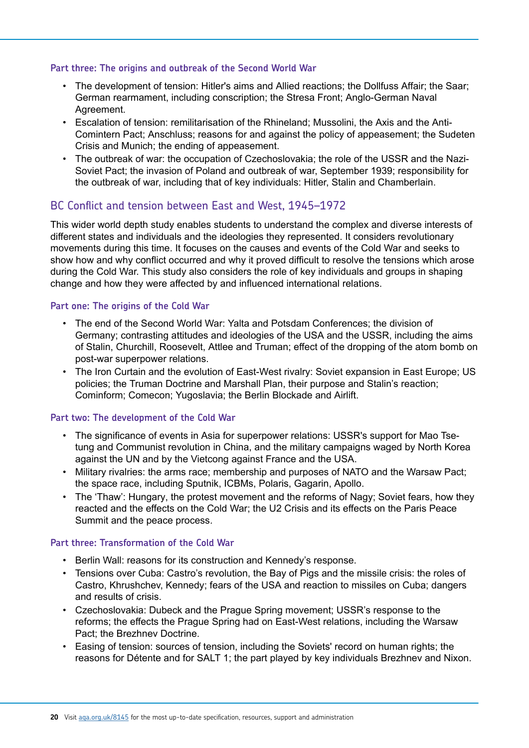### Part three: The origins and outbreak of the Second World War

- The development of tension: Hitler's aims and Allied reactions; the Dollfuss Affair; the Saar; German rearmament, including conscription; the Stresa Front; Anglo-German Naval Agreement.
- Escalation of tension: remilitarisation of the Rhineland; Mussolini, the Axis and the Anti-Comintern Pact; Anschluss; reasons for and against the policy of appeasement; the Sudeten Crisis and Munich; the ending of appeasement.
- The outbreak of war: the occupation of Czechoslovakia; the role of the USSR and the Nazi-Soviet Pact; the invasion of Poland and outbreak of war, September 1939; responsibility for the outbreak of war, including that of key individuals: Hitler, Stalin and Chamberlain.

## BC Conflict and tension between East and West, 1945–1972

This wider world depth study enables students to understand the complex and diverse interests of different states and individuals and the ideologies they represented. It considers revolutionary movements during this time. It focuses on the causes and events of the Cold War and seeks to show how and why conflict occurred and why it proved difficult to resolve the tensions which arose during the Cold War. This study also considers the role of key individuals and groups in shaping change and how they were affected by and influenced international relations.

### Part one: The origins of the Cold War

- The end of the Second World War: Yalta and Potsdam Conferences; the division of Germany; contrasting attitudes and ideologies of the USA and the USSR, including the aims of Stalin, Churchill, Roosevelt, Attlee and Truman; effect of the dropping of the atom bomb on post-war superpower relations.
- The Iron Curtain and the evolution of East-West rivalry: Soviet expansion in East Europe; US policies; the Truman Doctrine and Marshall Plan, their purpose and Stalin's reaction; Cominform; Comecon; Yugoslavia; the Berlin Blockade and Airlift.

### Part two: The development of the Cold War

- The significance of events in Asia for superpower relations: USSR's support for Mao Tse-tung and Communist revolution in China, and the military campaigns waged by North Korea against the UN and by the Vietcong against France and the USA.
- Military rivalries: the arms race; membership and purposes of NATO and the Warsaw Pact; the space race, including Sputnik, ICBMs, Polaris, Gagarin, Apollo.
- The 'Thaw': Hungary, the protest movement and the reforms of Nagy; Soviet fears, how they reacted and the effects on the Cold War; the U2 Crisis and its effects on the Paris Peace Summit and the peace process.

### Part three: Transformation of the Cold War

- Berlin Wall: reasons for its construction and Kennedy's response.
- Tensions over Cuba: Castro's revolution, the Bay of Pigs and the missile crisis: the roles of Castro, Khrushchev, Kennedy; fears of the USA and reaction to missiles on Cuba; dangers and results of crisis.
- Czechoslovakia: Dubeck and the Prague Spring movement; USSR's response to the reforms; the effects the Prague Spring had on East-West relations, including the Warsaw Pact; the Brezhnev Doctrine.
- Easing of tension: sources of tension, including the Soviets' record on human rights; the reasons for Détente and for SALT 1; the part played by key individuals Brezhnev and Nixon.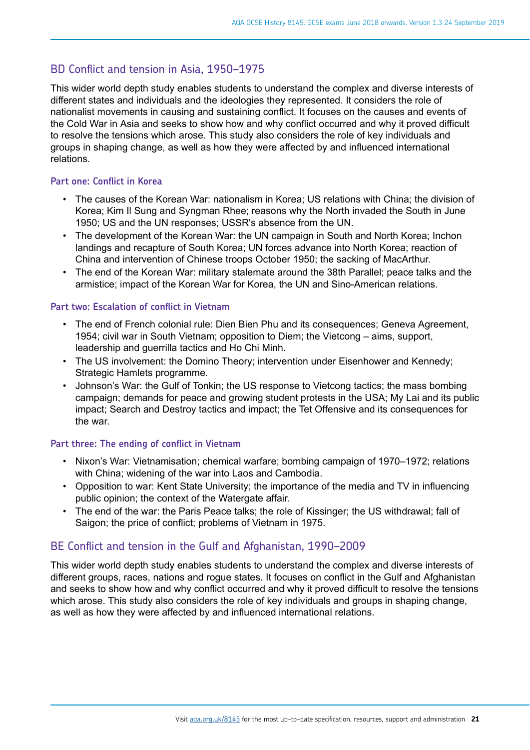## BD Conflict and tension in Asia, 1950–1975

This wider world depth study enables students to understand the complex and diverse interests of different states and individuals and the ideologies they represented. It considers the role of nationalist movements in causing and sustaining conflict. It focuses on the causes and events of the Cold War in Asia and seeks to show how and why conflict occurred and why it proved difficult to resolve the tensions which arose. This study also considers the role of key individuals and groups in shaping change, as well as how they were affected by and influenced international relations.

### Part one: Conflict in Korea

- The causes of the Korean War: nationalism in Korea; US relations with China; the division of Korea; Kim Il Sung and Syngman Rhee; reasons why the North invaded the South in June 1950; US and the UN responses; USSR's absence from the UN.
- The development of the Korean War: the UN campaign in South and North Korea; Inchon landings and recapture of South Korea; UN forces advance into North Korea; reaction of China and intervention of Chinese troops October 1950; the sacking of MacArthur.
- The end of the Korean War: military stalemate around the 38th Parallel; peace talks and the armistice; impact of the Korean War for Korea, the UN and Sino-American relations.

### Part two: Escalation of conflict in Vietnam

- The end of French colonial rule: Dien Bien Phu and its consequences; Geneva Agreement, 1954; civil war in South Vietnam; opposition to Diem; the Vietcong – aims, support, leadership and guerrilla tactics and Ho Chi Minh.
- The US involvement: the Domino Theory; intervention under Eisenhower and Kennedy; Strategic Hamlets programme.
- Johnson's War: the Gulf of Tonkin; the US response to Vietcong tactics; the mass bombing campaign; demands for peace and growing student protests in the USA; My Lai and its public impact; Search and Destroy tactics and impact; the Tet Offensive and its consequences for the war.

### Part three: The ending of conflict in Vietnam

- Nixon's War: Vietnamisation; chemical warfare; bombing campaign of 1970–1972; relations with China; widening of the war into Laos and Cambodia.
- Opposition to war: Kent State University; the importance of the media and TV in influencing public opinion; the context of the Watergate affair.
- The end of the war: the Paris Peace talks; the role of Kissinger; the US withdrawal; fall of Saigon; the price of conflict; problems of Vietnam in 1975.

## BE Conflict and tension in the Gulf and Afghanistan, 1990–2009

This wider world depth study enables students to understand the complex and diverse interests of different groups, races, nations and rogue states. It focuses on conflict in the Gulf and Afghanistan and seeks to show how and why conflict occurred and why it proved difficult to resolve the tensions which arose. This study also considers the role of key individuals and groups in shaping change, as well as how they were affected by and influenced international relations.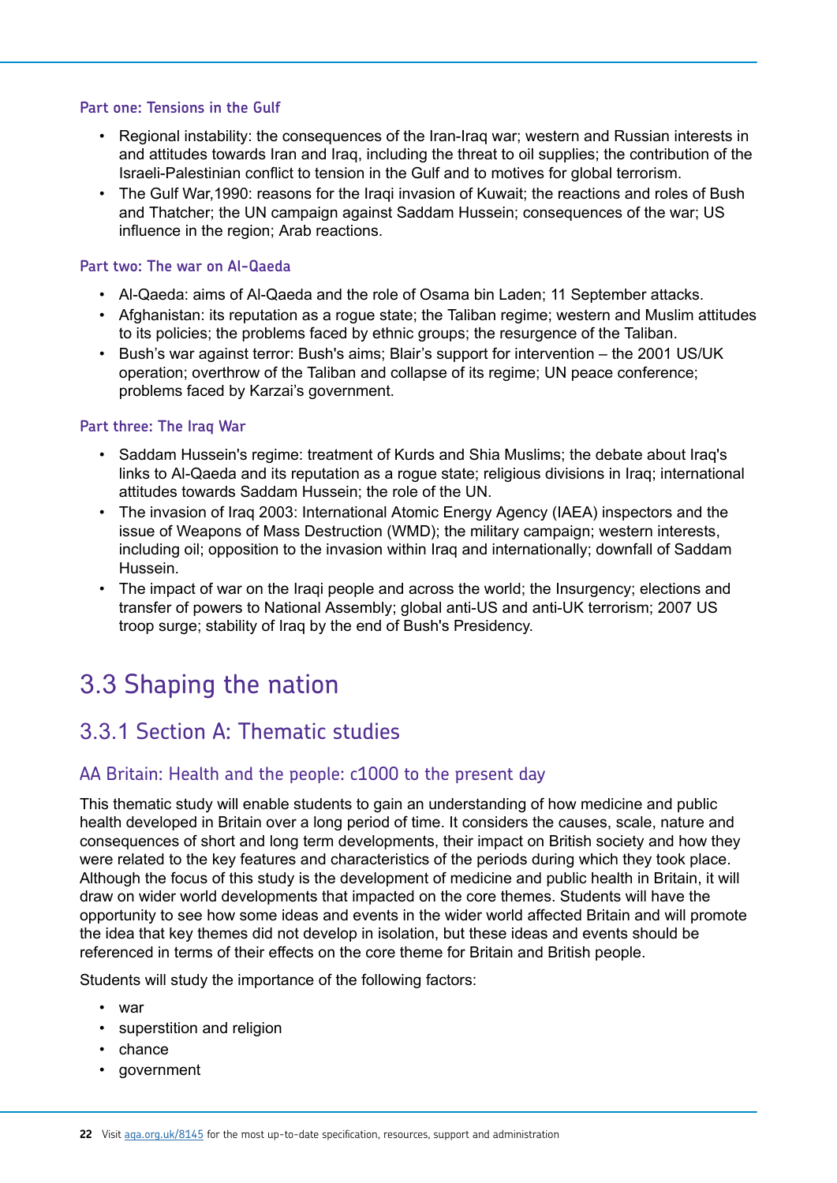#### Part one: Tensions in the Gulf

- Regional instability: the consequences of the Iran-Iraq war; western and Russian interests in and attitudes towards Iran and Iraq, including the threat to oil supplies; the contribution of the Israeli-Palestinian conflict to tension in the Gulf and to motives for global terrorism.
- The Gulf War,1990: reasons for the Iraqi invasion of Kuwait; the reactions and roles of Bush and Thatcher; the UN campaign against Saddam Hussein; consequences of the war; US influence in the region; Arab reactions.

#### Part two: The war on Al-Qaeda

- Al-Qaeda: aims of Al-Qaeda and the role of Osama bin Laden; 11 September attacks.
- Afghanistan: its reputation as a rogue state; the Taliban regime; western and Muslim attitudes to its policies; the problems faced by ethnic groups; the resurgence of the Taliban.
- Bush's war against terror: Bush's aims; Blair's support for intervention – the 2001 US/UK operation; overthrow of the Taliban and collapse of its regime; UN peace conference; problems faced by Karzai's government.

#### Part three: The Iraq War

- Saddam Hussein's regime: treatment of Kurds and Shia Muslims; the debate about Iraq's links to Al-Qaeda and its reputation as a rogue state; religious divisions in Iraq; international attitudes towards Saddam Hussein; the role of the UN.
- The invasion of Iraq 2003: International Atomic Energy Agency (IAEA) inspectors and the issue of Weapons of Mass Destruction (WMD); the military campaign; western interests, including oil; opposition to the invasion within Iraq and internationally; downfall of Saddam Hussein.
- The impact of war on the Iraqi people and across the world; the Insurgency; elections and transfer of powers to National Assembly; global anti-US and anti-UK terrorism; 2007 US troop surge; stability of Iraq by the end of Bush's Presidency.

# 3.3 Shaping the nation

## 3.3.1 Section A: Thematic studies

### AA Britain: Health and the people: c1000 to the present day

This thematic study will enable students to gain an understanding of how medicine and public health developed in Britain over a long period of time. It considers the causes, scale, nature and consequences of short and long term developments, their impact on British society and how they were related to the key features and characteristics of the periods during which they took place. Although the focus of this study is the development of medicine and public health in Britain, it will draw on wider world developments that impacted on the core themes. Students will have the opportunity to see how some ideas and events in the wider world affected Britain and will promote the idea that key themes did not develop in isolation, but these ideas and events should be referenced in terms of their effects on the core theme for Britain and British people.

Students will study the importance of the following factors:

- war
- superstition and religion
- chance
- government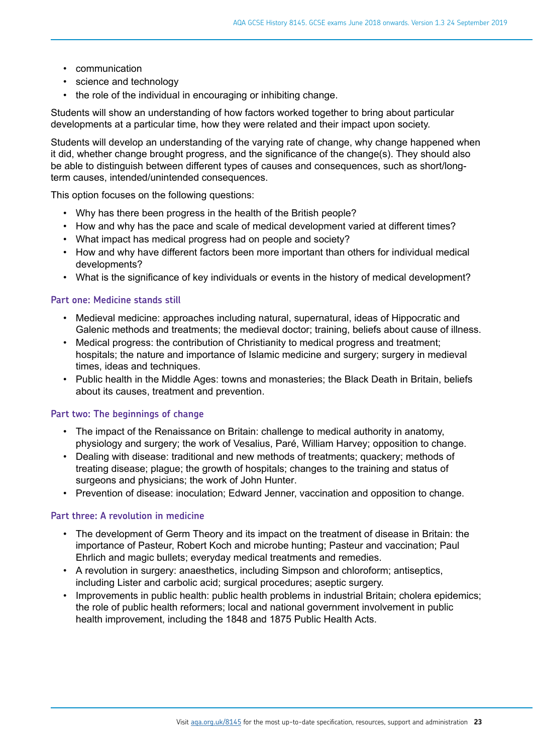- communication
- science and technology
- the role of the individual in encouraging or inhibiting change.

Students will show an understanding of how factors worked together to bring about particular developments at a particular time, how they were related and their impact upon society.

Students will develop an understanding of the varying rate of change, why change happened when it did, whether change brought progress, and the significance of the change(s). They should also be able to distinguish between different types of causes and consequences, such as short/long-term causes, intended/unintended consequences.

This option focuses on the following questions:

- Why has there been progress in the health of the British people?
- How and why has the pace and scale of medical development varied at different times?
- What impact has medical progress had on people and society?
- How and why have different factors been more important than others for individual medical developments?
- What is the significance of key individuals or events in the history of medical development?

### Part one: Medicine stands still

- Medieval medicine: approaches including natural, supernatural, ideas of Hippocratic and Galenic methods and treatments; the medieval doctor; training, beliefs about cause of illness.
- Medical progress: the contribution of Christianity to medical progress and treatment; hospitals; the nature and importance of Islamic medicine and surgery; surgery in medieval times, ideas and techniques.
- Public health in the Middle Ages: towns and monasteries; the Black Death in Britain, beliefs about its causes, treatment and prevention.

### Part two: The beginnings of change

- The impact of the Renaissance on Britain: challenge to medical authority in anatomy, physiology and surgery; the work of Vesalius, Paré, William Harvey; opposition to change.
- Dealing with disease: traditional and new methods of treatments; quackery; methods of treating disease; plague; the growth of hospitals; changes to the training and status of surgeons and physicians; the work of John Hunter.
- Prevention of disease: inoculation; Edward Jenner, vaccination and opposition to change.

### Part three: A revolution in medicine

- The development of Germ Theory and its impact on the treatment of disease in Britain: the importance of Pasteur, Robert Koch and microbe hunting; Pasteur and vaccination; Paul Ehrlich and magic bullets; everyday medical treatments and remedies.
- A revolution in surgery: anaesthetics, including Simpson and chloroform; antiseptics, including Lister and carbolic acid; surgical procedures; aseptic surgery.
- Improvements in public health: public health problems in industrial Britain; cholera epidemics; the role of public health reformers; local and national government involvement in public health improvement, including the 1848 and 1875 Public Health Acts.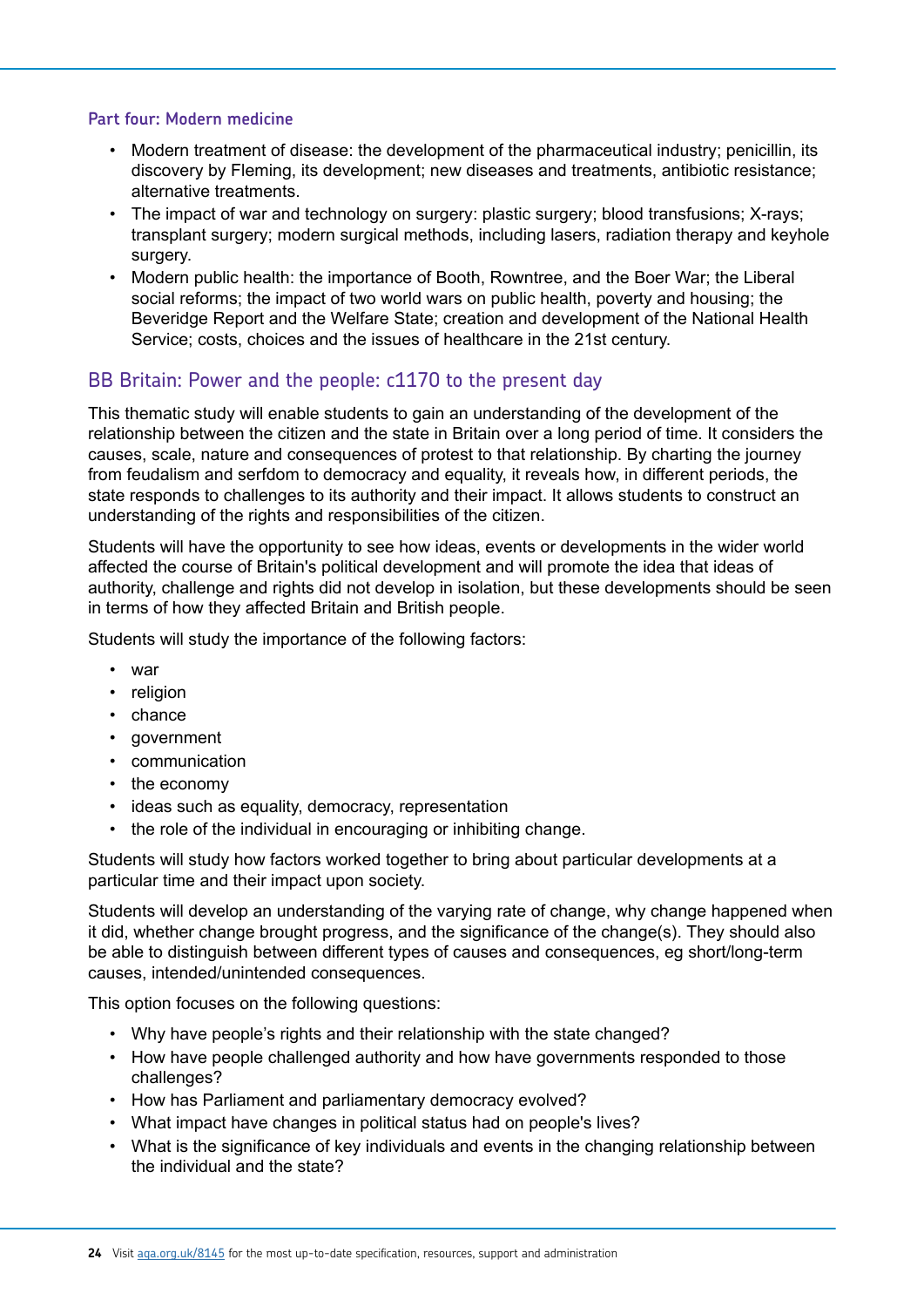#### Part four: Modern medicine

- Modern treatment of disease: the development of the pharmaceutical industry; penicillin, its discovery by Fleming, its development; new diseases and treatments, antibiotic resistance; alternative treatments.
- The impact of war and technology on surgery: plastic surgery; blood transfusions; X-rays; transplant surgery; modern surgical methods, including lasers, radiation therapy and keyhole surgery.
- Modern public health: the importance of Booth, Rowntree, and the Boer War; the Liberal social reforms; the impact of two world wars on public health, poverty and housing; the Beveridge Report and the Welfare State; creation and development of the National Health Service; costs, choices and the issues of healthcare in the 21st century.

### BB Britain: Power and the people: c1170 to the present day

This thematic study will enable students to gain an understanding of the development of the relationship between the citizen and the state in Britain over a long period of time. It considers the causes, scale, nature and consequences of protest to that relationship. By charting the journey from feudalism and serfdom to democracy and equality, it reveals how, in different periods, the state responds to challenges to its authority and their impact. It allows students to construct an understanding of the rights and responsibilities of the citizen.

Students will have the opportunity to see how ideas, events or developments in the wider world affected the course of Britain's political development and will promote the idea that ideas of authority, challenge and rights did not develop in isolation, but these developments should be seen in terms of how they affected Britain and British people.

Students will study the importance of the following factors:

- war
- religion
- chance
- government
- communication
- the economy
- ideas such as equality, democracy, representation
- the role of the individual in encouraging or inhibiting change.

Students will study how factors worked together to bring about particular developments at a particular time and their impact upon society.

Students will develop an understanding of the varying rate of change, why change happened when it did, whether change brought progress, and the significance of the change(s). They should also be able to distinguish between different types of causes and consequences, eg short/long-term causes, intended/unintended consequences.

This option focuses on the following questions:

- Why have people's rights and their relationship with the state changed?
- How have people challenged authority and how have governments responded to those challenges?
- How has Parliament and parliamentary democracy evolved?
- What impact have changes in political status had on people's lives?
- What is the significance of key individuals and events in the changing relationship between the individual and the state?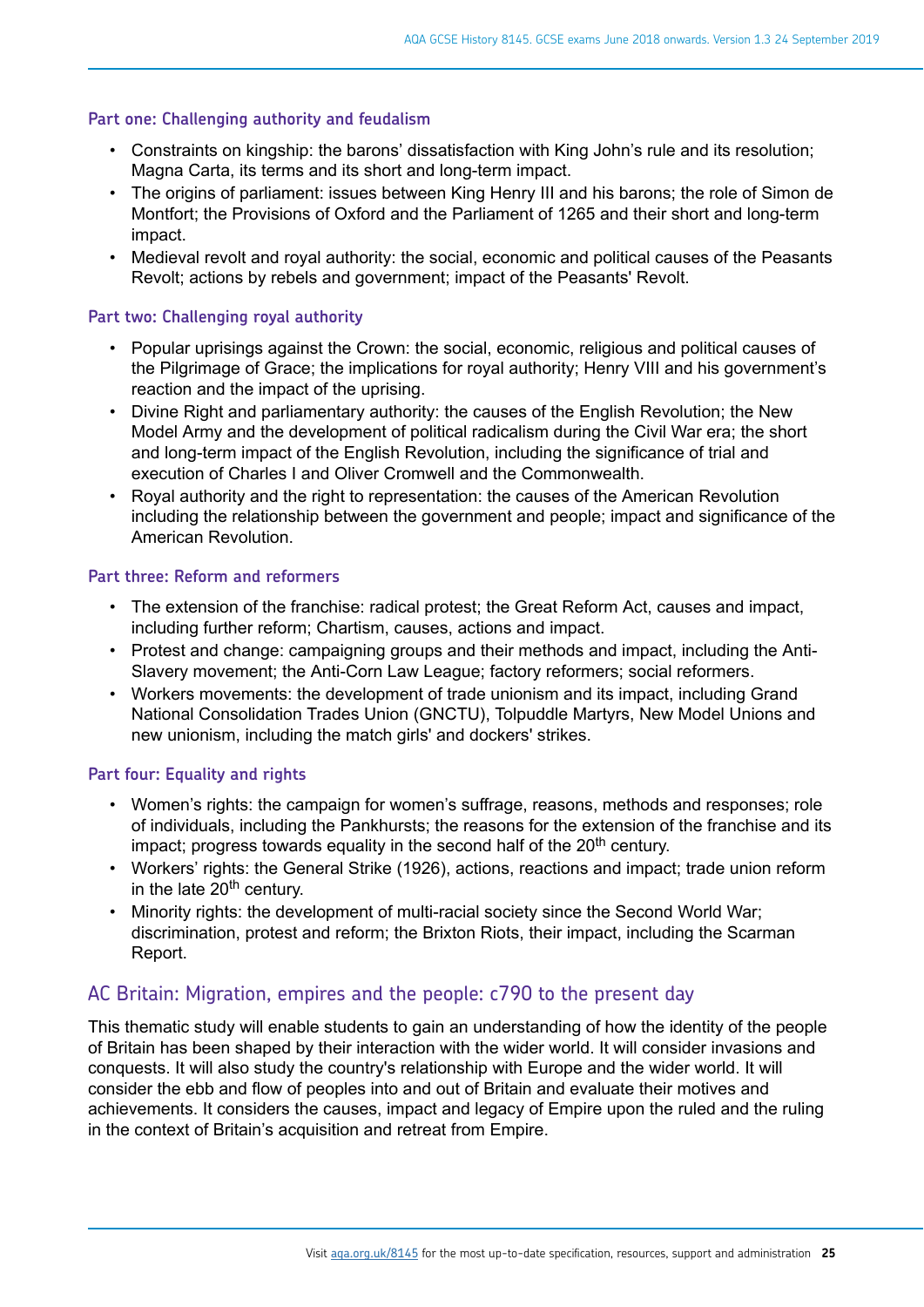#### Part one: Challenging authority and feudalism

- Constraints on kingship: the barons' dissatisfaction with King John's rule and its resolution; Magna Carta, its terms and its short and long-term impact.
- The origins of parliament: issues between King Henry III and his barons; the role of Simon de Montfort; the Provisions of Oxford and the Parliament of 1265 and their short and long-term impact.
- Medieval revolt and royal authority: the social, economic and political causes of the Peasants Revolt; actions by rebels and government; impact of the Peasants' Revolt.

#### Part two: Challenging royal authority

- Popular uprisings against the Crown: the social, economic, religious and political causes of the Pilgrimage of Grace; the implications for royal authority; Henry VIII and his government's reaction and the impact of the uprising.
- Divine Right and parliamentary authority: the causes of the English Revolution; the New Model Army and the development of political radicalism during the Civil War era; the short and long-term impact of the English Revolution, including the significance of trial and execution of Charles I and Oliver Cromwell and the Commonwealth.
- Royal authority and the right to representation: the causes of the American Revolution including the relationship between the government and people; impact and significance of the American Revolution.

#### Part three: Reform and reformers

- The extension of the franchise: radical protest; the Great Reform Act, causes and impact, including further reform; Chartism, causes, actions and impact.
- Protest and change: campaigning groups and their methods and impact, including the Anti-Slavery movement; the Anti-Corn Law League; factory reformers; social reformers.
- Workers movements: the development of trade unionism and its impact, including Grand National Consolidation Trades Union (GNCTU), Tolpuddle Martyrs, New Model Unions and new unionism, including the match girls' and dockers' strikes.

#### Part four: Equality and rights

- Women's rights: the campaign for women's suffrage, reasons, methods and responses; role of individuals, including the Pankhursts; the reasons for the extension of the franchise and its impact; progress towards equality in the second half of the 20th century.
- Workers' rights: the General Strike (1926), actions, reactions and impact; trade union reform in the late 20th century.
- Minority rights: the development of multi-racial society since the Second World War; discrimination, protest and reform; the Brixton Riots, their impact, including the Scarman Report.

### AC Britain: Migration, empires and the people: c790 to the present day

This thematic study will enable students to gain an understanding of how the identity of the people of Britain has been shaped by their interaction with the wider world. It will consider invasions and conquests. It will also study the country's relationship with Europe and the wider world. It will consider the ebb and flow of peoples into and out of Britain and evaluate their motives and achievements. It considers the causes, impact and legacy of Empire upon the ruled and the ruling in the context of Britain's acquisition and retreat from Empire.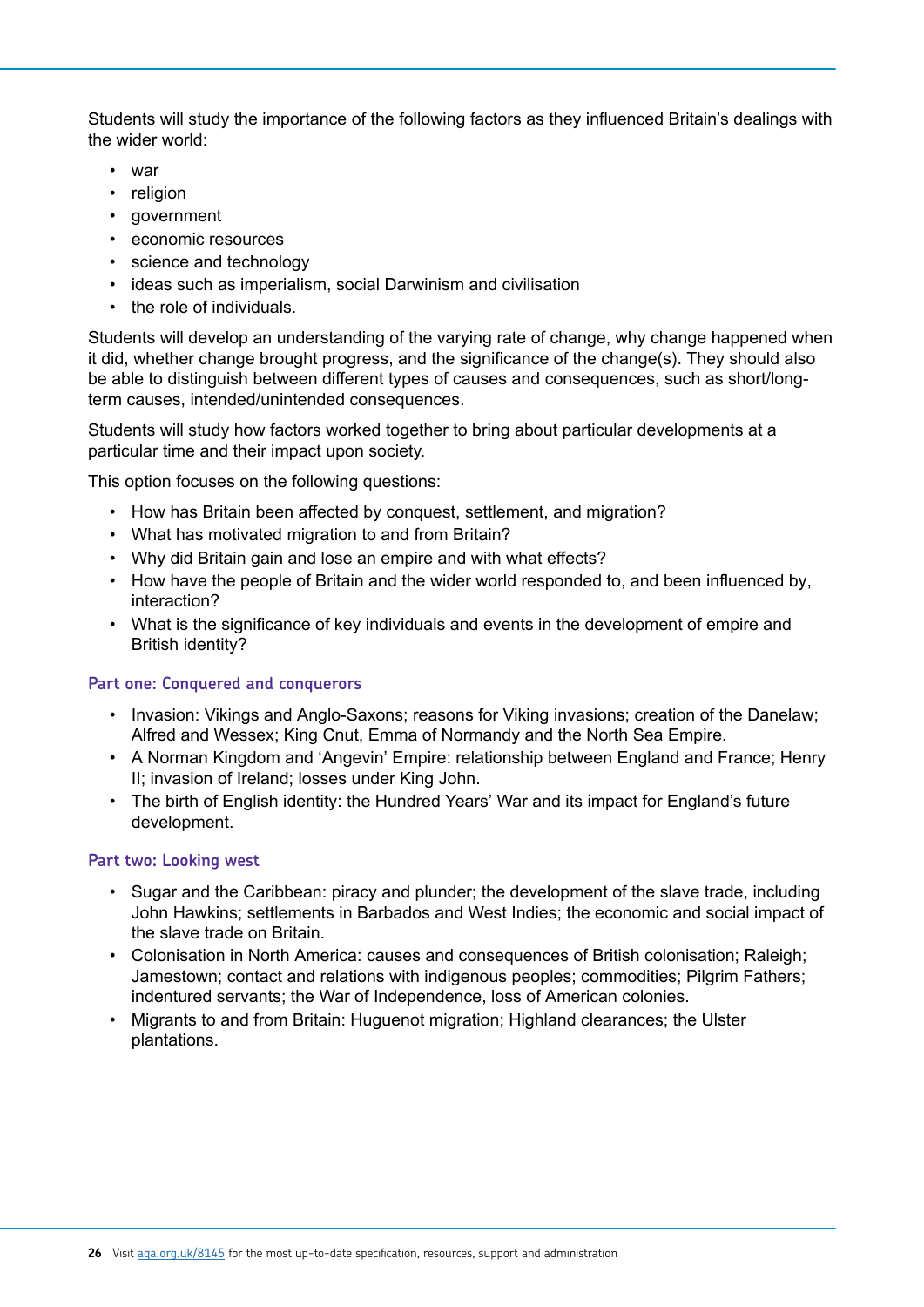Students will study the importance of the following factors as they influenced Britain's dealings with the wider world:

- war
- religion
- government
- economic resources
- science and technology
- ideas such as imperialism, social Darwinism and civilisation
- the role of individuals.

Students will develop an understanding of the varying rate of change, why change happened when it did, whether change brought progress, and the significance of the change(s). They should also be able to distinguish between different types of causes and consequences, such as short/long-term causes, intended/unintended consequences.

Students will study how factors worked together to bring about particular developments at a particular time and their impact upon society.

This option focuses on the following questions:

- How has Britain been affected by conquest, settlement, and migration?
- What has motivated migration to and from Britain?
- Why did Britain gain and lose an empire and with what effects?
- How have the people of Britain and the wider world responded to, and been influenced by, interaction?
- What is the significance of key individuals and events in the development of empire and British identity?

### Part one: Conquered and conquerors

- Invasion: Vikings and Anglo-Saxons; reasons for Viking invasions; creation of the Danelaw; Alfred and Wessex; King Cnut, Emma of Normandy and the North Sea Empire.
- A Norman Kingdom and 'Angevin' Empire: relationship between England and France; Henry II; invasion of Ireland; losses under King John.
- The birth of English identity: the Hundred Years' War and its impact for England's future development.

### Part two: Looking west

- Sugar and the Caribbean: piracy and plunder; the development of the slave trade, including John Hawkins; settlements in Barbados and West Indies; the economic and social impact of the slave trade on Britain.
- Colonisation in North America: causes and consequences of British colonisation; Raleigh; Jamestown; contact and relations with indigenous peoples; commodities; Pilgrim Fathers; indentured servants; the War of Independence, loss of American colonies.
- Migrants to and from Britain: Huguenot migration; Highland clearances; the Ulster plantations.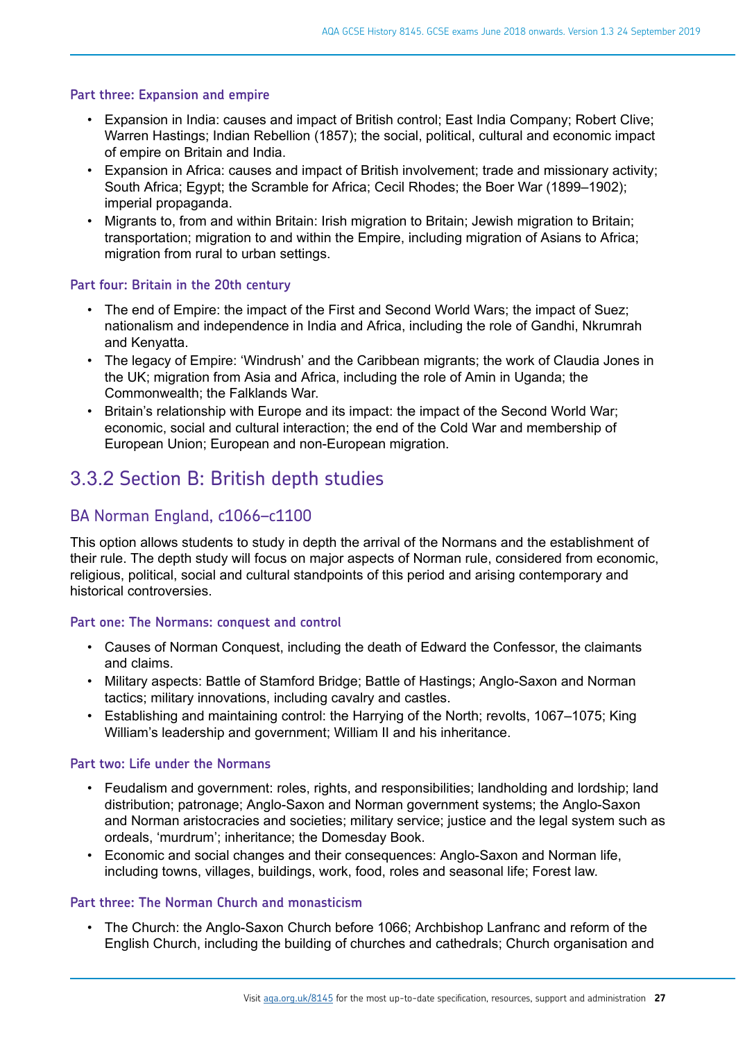#### Part three: Expansion and empire

- Expansion in India: causes and impact of British control; East India Company; Robert Clive; Warren Hastings; Indian Rebellion (1857); the social, political, cultural and economic impact of empire on Britain and India.
- Expansion in Africa: causes and impact of British involvement; trade and missionary activity; South Africa; Egypt; the Scramble for Africa; Cecil Rhodes; the Boer War (1899–1902); imperial propaganda.
- Migrants to, from and within Britain: Irish migration to Britain; Jewish migration to Britain; transportation; migration to and within the Empire, including migration of Asians to Africa; migration from rural to urban settings.

#### Part four: Britain in the 20th century

- The end of Empire: the impact of the First and Second World Wars; the impact of Suez; nationalism and independence in India and Africa, including the role of Gandhi, Nkrumah and Kenyatta.
- The legacy of Empire: 'Windrush' and the Caribbean migrants; the work of Claudia Jones in the UK; migration from Asia and Africa, including the role of Amin in Uganda; the Commonwealth; the Falklands War.
- Britain's relationship with Europe and its impact: the impact of the Second World War; economic, social and cultural interaction; the end of the Cold War and membership of European Union; European and non-European migration.

## 3.3.2 Section B: British depth studies

### BA Norman England, c1066–c1100

This option allows students to study in depth the arrival of the Normans and the establishment of their rule. The depth study will focus on major aspects of Norman rule, considered from economic, religious, political, social and cultural standpoints of this period and arising contemporary and historical controversies.

#### Part one: The Normans: conquest and control

- Causes of Norman Conquest, including the death of Edward the Confessor, the claimants and claims.
- Military aspects: Battle of Stamford Bridge; Battle of Hastings; Anglo-Saxon and Norman tactics; military innovations, including cavalry and castles.
- Establishing and maintaining control: the Harrying of the North; revolts, 1067–1075; King William's leadership and government; William II and his inheritance.

#### Part two: Life under the Normans

- Feudalism and government: roles, rights, and responsibilities; landholding and lordship; land distribution; patronage; Anglo-Saxon and Norman government systems; the Anglo-Saxon and Norman aristocracies and societies; military service; justice and the legal system such as ordeals, 'murdrum'; inheritance; the Domesday Book.
- Economic and social changes and their consequences: Anglo-Saxon and Norman life, including towns, villages, buildings, work, food, roles and seasonal life; Forest law.

#### Part three: The Norman Church and monasticism

- The Church: the Anglo-Saxon Church before 1066; Archbishop Lanfranc and reform of the English Church, including the building of churches and cathedrals; Church organisation and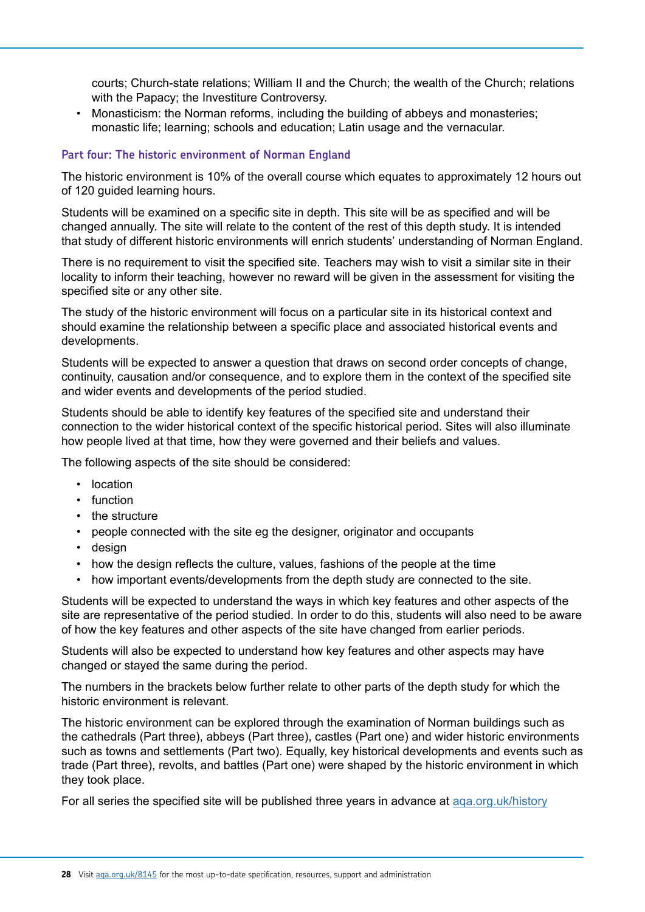courts; Church-state relations; William II and the Church; the wealth of the Church; relations with the Papacy; the Investiture Controversy.

- Monasticism: the Norman reforms, including the building of abbeys and monasteries; monastic life; learning; schools and education; Latin usage and the vernacular.

#### Part four: The historic environment of Norman England

The historic environment is 10% of the overall course which equates to approximately 12 hours out of 120 guided learning hours.

Students will be examined on a specific site in depth. This site will be as specified and will be changed annually. The site will relate to the content of the rest of this depth study. It is intended that study of different historic environments will enrich students' understanding of Norman England.

There is no requirement to visit the specified site. Teachers may wish to visit a similar site in their locality to inform their teaching, however no reward will be given in the assessment for visiting the specified site or any other site.

The study of the historic environment will focus on a particular site in its historical context and should examine the relationship between a specific place and associated historical events and developments.

Students will be expected to answer a question that draws on second order concepts of change, continuity, causation and/or consequence, and to explore them in the context of the specified site and wider events and developments of the period studied.

Students should be able to identify key features of the specified site and understand their connection to the wider historical context of the specific historical period. Sites will also illuminate how people lived at that time, how they were governed and their beliefs and values.

The following aspects of the site should be considered:

- location
- function
- the structure
- people connected with the site eg the designer, originator and occupants
- design
- how the design reflects the culture, values, fashions of the people at the time
- how important events/developments from the depth study are connected to the site.

Students will be expected to understand the ways in which key features and other aspects of the site are representative of the period studied. In order to do this, students will also need to be aware of how the key features and other aspects of the site have changed from earlier periods.

Students will also be expected to understand how key features and other aspects may have changed or stayed the same during the period.

The numbers in the brackets below further relate to other parts of the depth study for which the historic environment is relevant.

The historic environment can be explored through the examination of Norman buildings such as the cathedrals (Part three), abbeys (Part three), castles (Part one) and wider historic environments such as towns and settlements (Part two). Equally, key historical developments and events such as trade (Part three), revolts, and battles (Part one) were shaped by the historic environment in which they took place.

For all series the specified site will be published three years in advance at aqa.org.uk/history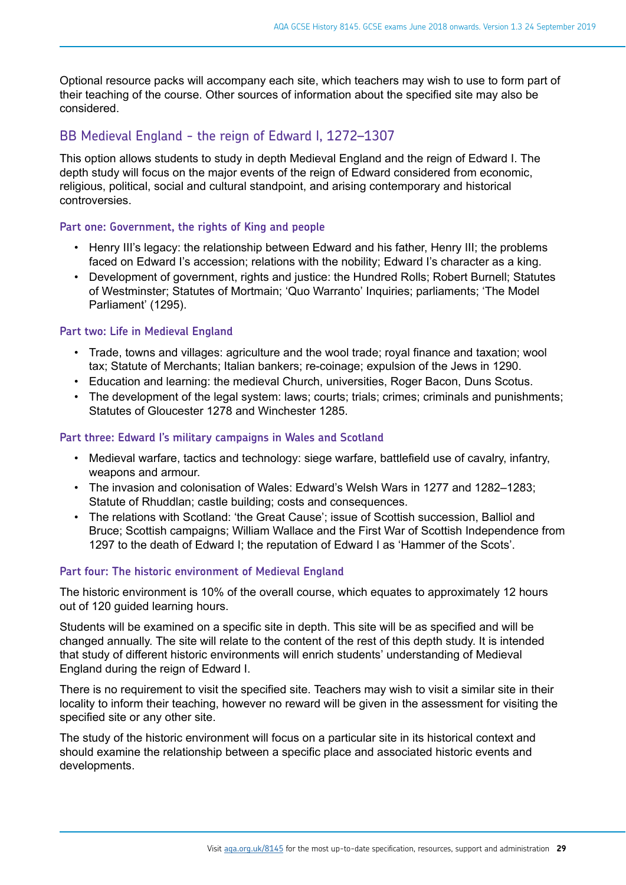Optional resource packs will accompany each site, which teachers may wish to use to form part of their teaching of the course. Other sources of information about the specified site may also be considered.

## BB Medieval England - the reign of Edward I, 1272–1307

This option allows students to study in depth Medieval England and the reign of Edward I. The depth study will focus on the major events of the reign of Edward considered from economic, religious, political, social and cultural standpoint, and arising contemporary and historical controversies.

### Part one: Government, the rights of King and people

- Henry III's legacy: the relationship between Edward and his father, Henry III; the problems faced on Edward I's accession; relations with the nobility; Edward I's character as a king.
- Development of government, rights and justice: the Hundred Rolls; Robert Burnell; Statutes of Westminster; Statutes of Mortmain; 'Quo Warranto' Inquiries; parliaments; 'The Model Parliament' (1295).

### Part two: Life in Medieval England

- Trade, towns and villages: agriculture and the wool trade; royal finance and taxation; wool tax; Statute of Merchants; Italian bankers; re-coinage; expulsion of the Jews in 1290.
- Education and learning: the medieval Church, universities, Roger Bacon, Duns Scotus.
- The development of the legal system: laws; courts; trials; crimes; criminals and punishments; Statutes of Gloucester 1278 and Winchester 1285.

### Part three: Edward I's military campaigns in Wales and Scotland

- Medieval warfare, tactics and technology: siege warfare, battlefield use of cavalry, infantry, weapons and armour.
- The invasion and colonisation of Wales: Edward's Welsh Wars in 1277 and 1282–1283; Statute of Rhuddlan; castle building; costs and consequences.
- The relations with Scotland: 'the Great Cause'; issue of Scottish succession, Balliol and Bruce; Scottish campaigns; William Wallace and the First War of Scottish Independence from 1297 to the death of Edward I; the reputation of Edward I as 'Hammer of the Scots'.

### Part four: The historic environment of Medieval England

The historic environment is 10% of the overall course, which equates to approximately 12 hours out of 120 guided learning hours.

Students will be examined on a specific site in depth. This site will be as specified and will be changed annually. The site will relate to the content of the rest of this depth study. It is intended that study of different historic environments will enrich students' understanding of Medieval England during the reign of Edward I.

There is no requirement to visit the specified site. Teachers may wish to visit a similar site in their locality to inform their teaching, however no reward will be given in the assessment for visiting the specified site or any other site.

The study of the historic environment will focus on a particular site in its historical context and should examine the relationship between a specific place and associated historic events and developments.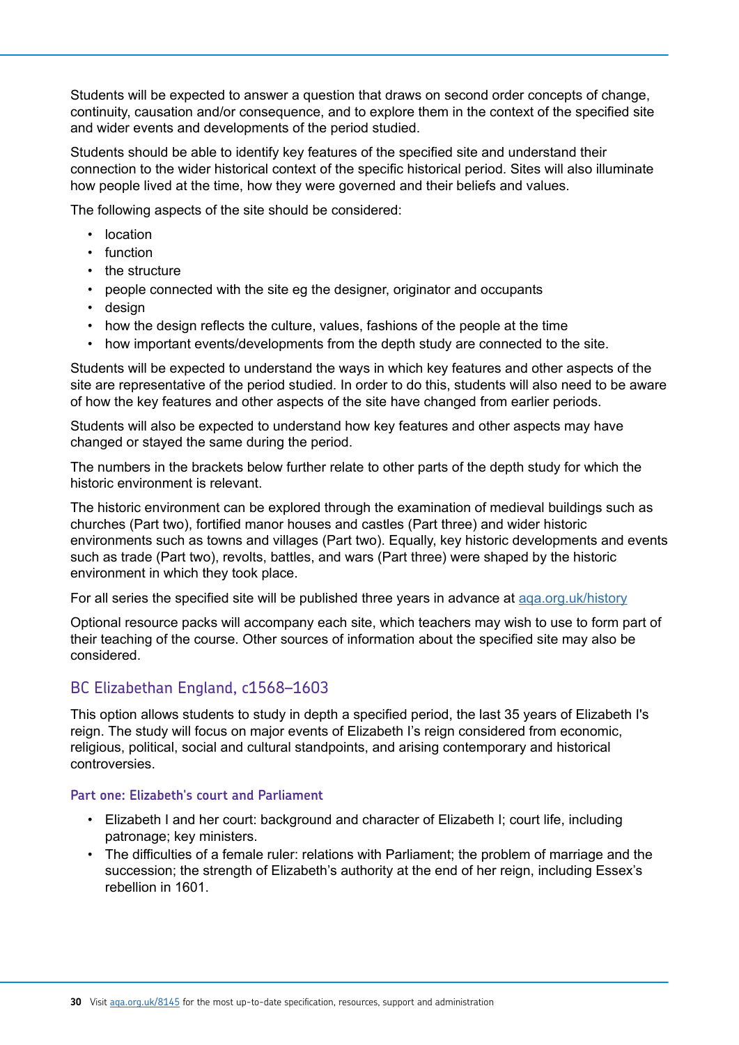Students will be expected to answer a question that draws on second order concepts of change, continuity, causation and/or consequence, and to explore them in the context of the specified site and wider events and developments of the period studied.

Students should be able to identify key features of the specified site and understand their connection to the wider historical context of the specific historical period. Sites will also illuminate how people lived at the time, how they were governed and their beliefs and values.

The following aspects of the site should be considered:

- location
- function
- the structure
- people connected with the site eg the designer, originator and occupants
- design
- how the design reflects the culture, values, fashions of the people at the time
- how important events/developments from the depth study are connected to the site.

Students will be expected to understand the ways in which key features and other aspects of the site are representative of the period studied. In order to do this, students will also need to be aware of how the key features and other aspects of the site have changed from earlier periods.

Students will also be expected to understand how key features and other aspects may have changed or stayed the same during the period.

The numbers in the brackets below further relate to other parts of the depth study for which the historic environment is relevant.

The historic environment can be explored through the examination of medieval buildings such as churches (Part two), fortified manor houses and castles (Part three) and wider historic environments such as towns and villages (Part two). Equally, key historic developments and events such as trade (Part two), revolts, battles, and wars (Part three) were shaped by the historic environment in which they took place.

For all series the specified site will be published three years in advance at [aqa.org.uk/history](https://aqa.org.uk/history)

Optional resource packs will accompany each site, which teachers may wish to use to form part of their teaching of the course. Other sources of information about the specified site may also be considered.

## BC Elizabethan England, c1568–1603

This option allows students to study in depth a specified period, the last 35 years of Elizabeth I's reign. The study will focus on major events of Elizabeth I's reign considered from economic, religious, political, social and cultural standpoints, and arising contemporary and historical controversies.

### Part one: Elizabeth's court and Parliament

- Elizabeth I and her court: background and character of Elizabeth I; court life, including patronage; key ministers.
- The difficulties of a female ruler: relations with Parliament; the problem of marriage and the succession; the strength of Elizabeth's authority at the end of her reign, including Essex's rebellion in 1601.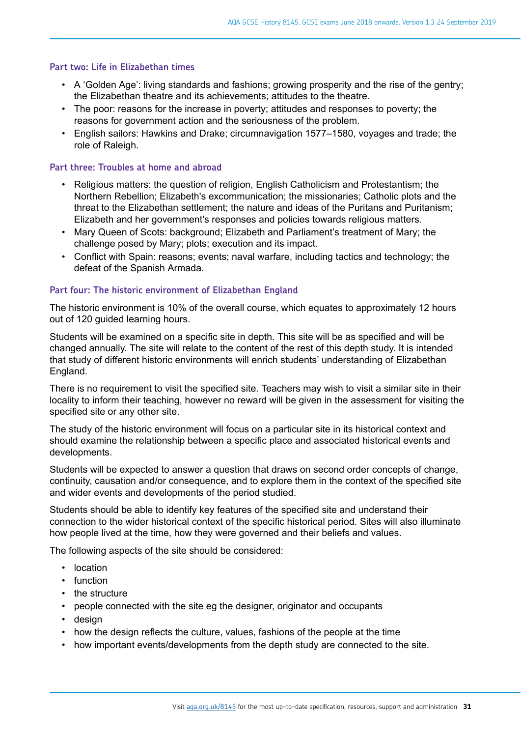#### Part two: Life in Elizabethan times

- A 'Golden Age': living standards and fashions; growing prosperity and the rise of the gentry; the Elizabethan theatre and its achievements; attitudes to the theatre.
- The poor: reasons for the increase in poverty; attitudes and responses to poverty; the reasons for government action and the seriousness of the problem.
- English sailors: Hawkins and Drake; circumnavigation 1577–1580, voyages and trade; the role of Raleigh.

#### Part three: Troubles at home and abroad

- Religious matters: the question of religion, English Catholicism and Protestantism; the Northern Rebellion; Elizabeth's excommunication; the missionaries; Catholic plots and the threat to the Elizabethan settlement; the nature and ideas of the Puritans and Puritanism; Elizabeth and her government's responses and policies towards religious matters.
- Mary Queen of Scots: background; Elizabeth and Parliament's treatment of Mary; the challenge posed by Mary; plots; execution and its impact.
- Conflict with Spain: reasons; events; naval warfare, including tactics and technology; the defeat of the Spanish Armada.

#### Part four: The historic environment of Elizabethan England

The historic environment is 10% of the overall course, which equates to approximately 12 hours out of 120 guided learning hours.

Students will be examined on a specific site in depth. This site will be as specified and will be changed annually. The site will relate to the content of the rest of this depth study. It is intended that study of different historic environments will enrich students' understanding of Elizabethan England.

There is no requirement to visit the specified site. Teachers may wish to visit a similar site in their locality to inform their teaching, however no reward will be given in the assessment for visiting the specified site or any other site.

The study of the historic environment will focus on a particular site in its historical context and should examine the relationship between a specific place and associated historical events and developments.

Students will be expected to answer a question that draws on second order concepts of change, continuity, causation and/or consequence, and to explore them in the context of the specified site and wider events and developments of the period studied.

Students should be able to identify key features of the specified site and understand their connection to the wider historical context of the specific historical period. Sites will also illuminate how people lived at the time, how they were governed and their beliefs and values.

The following aspects of the site should be considered:

- location
- function
- the structure
- people connected with the site eg the designer, originator and occupants
- design
- how the design reflects the culture, values, fashions of the people at the time
- how important events/developments from the depth study are connected to the site.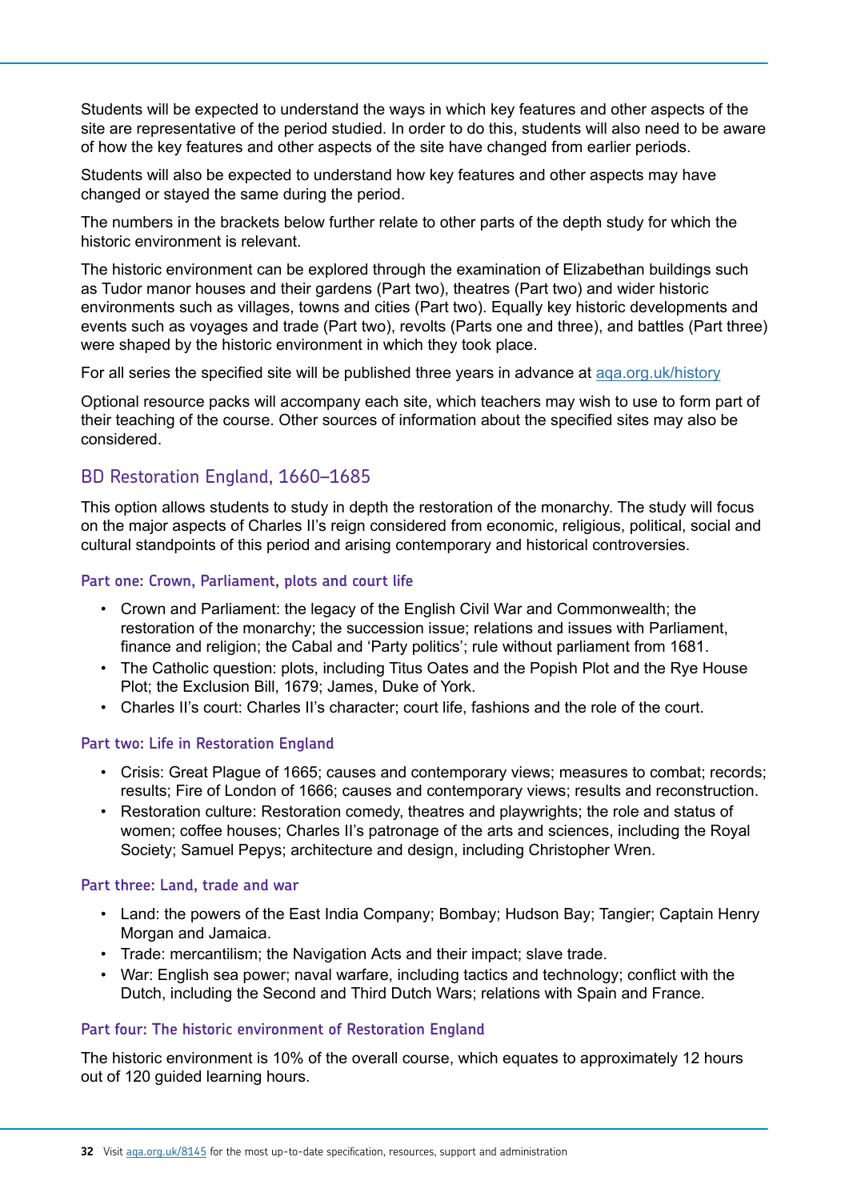Students will be expected to understand the ways in which key features and other aspects of the site are representative of the period studied. In order to do this, students will also need to be aware of how the key features and other aspects of the site have changed from earlier periods.

Students will also be expected to understand how key features and other aspects may have changed or stayed the same during the period.

The numbers in the brackets below further relate to other parts of the depth study for which the historic environment is relevant.

The historic environment can be explored through the examination of Elizabethan buildings such as Tudor manor houses and their gardens (Part two), theatres (Part two) and wider historic environments such as villages, towns and cities (Part two). Equally key historic developments and events such as voyages and trade (Part two), revolts (Parts one and three), and battles (Part three) were shaped by the historic environment in which they took place.

For all series the specified site will be published three years in advance at [aqa.org.uk/history](aqa.org.uk/history)

Optional resource packs will accompany each site, which teachers may wish to use to form part of their teaching of the course. Other sources of information about the specified sites may also be considered.

## BD Restoration England, 1660–1685

This option allows students to study in depth the restoration of the monarchy. The study will focus on the major aspects of Charles II's reign considered from economic, religious, political, social and cultural standpoints of this period and arising contemporary and historical controversies.

### Part one: Crown, Parliament, plots and court life

- Crown and Parliament: the legacy of the English Civil War and Commonwealth; the restoration of the monarchy; the succession issue; relations and issues with Parliament, finance and religion; the Cabal and 'Party politics'; rule without parliament from 1681.
- The Catholic question: plots, including Titus Oates and the Popish Plot and the Rye House Plot; the Exclusion Bill, 1679; James, Duke of York.
- Charles II's court: Charles II's character; court life, fashions and the role of the court.

### Part two: Life in Restoration England

- Crisis: Great Plague of 1665; causes and contemporary views; measures to combat; records; results; Fire of London of 1666; causes and contemporary views; results and reconstruction.
- Restoration culture: Restoration comedy, theatres and playwrights; the role and status of women; coffee houses; Charles II's patronage of the arts and sciences, including the Royal Society; Samuel Pepys; architecture and design, including Christopher Wren.

### Part three: Land, trade and war

- Land: the powers of the East India Company; Bombay; Hudson Bay; Tangier; Captain Henry Morgan and Jamaica.
- Trade: mercantilism; the Navigation Acts and their impact; slave trade.
- War: English sea power; naval warfare, including tactics and technology; conflict with the Dutch, including the Second and Third Dutch Wars; relations with Spain and France.

### Part four: The historic environment of Restoration England

The historic environment is 10% of the overall course, which equates to approximately 12 hours out of 120 guided learning hours.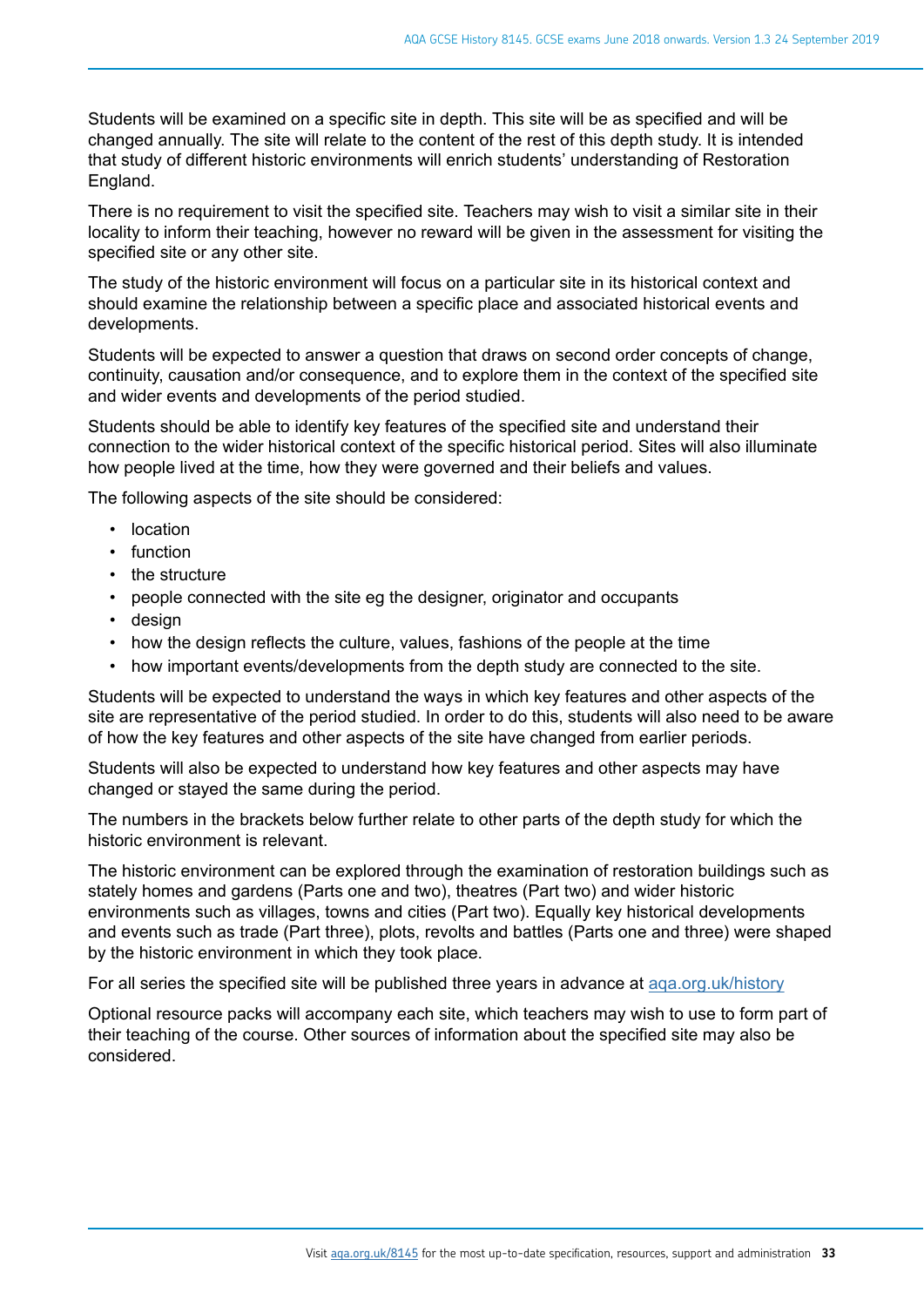Students will be examined on a specific site in depth. This site will be as specified and will be changed annually. The site will relate to the content of the rest of this depth study. It is intended that study of different historic environments will enrich students' understanding of Restoration England.

There is no requirement to visit the specified site. Teachers may wish to visit a similar site in their locality to inform their teaching, however no reward will be given in the assessment for visiting the specified site or any other site.

The study of the historic environment will focus on a particular site in its historical context and should examine the relationship between a specific place and associated historical events and developments.

Students will be expected to answer a question that draws on second order concepts of change, continuity, causation and/or consequence, and to explore them in the context of the specified site and wider events and developments of the period studied.

Students should be able to identify key features of the specified site and understand their connection to the wider historical context of the specific historical period. Sites will also illuminate how people lived at the time, how they were governed and their beliefs and values.

The following aspects of the site should be considered:

- location
- function
- the structure
- people connected with the site eg the designer, originator and occupants
- design
- how the design reflects the culture, values, fashions of the people at the time
- how important events/developments from the depth study are connected to the site.

Students will be expected to understand the ways in which key features and other aspects of the site are representative of the period studied. In order to do this, students will also need to be aware of how the key features and other aspects of the site have changed from earlier periods.

Students will also be expected to understand how key features and other aspects may have changed or stayed the same during the period.

The numbers in the brackets below further relate to other parts of the depth study for which the historic environment is relevant.

The historic environment can be explored through the examination of restoration buildings such as stately homes and gardens (Parts one and two), theatres (Part two) and wider historic environments such as villages, towns and cities (Part two). Equally key historical developments and events such as trade (Part three), plots, revolts and battles (Parts one and three) were shaped by the historic environment in which they took place.

For all series the specified site will be published three years in advance at aqa.org.uk/history

Optional resource packs will accompany each site, which teachers may wish to use to form part of their teaching of the course. Other sources of information about the specified site may also be considered.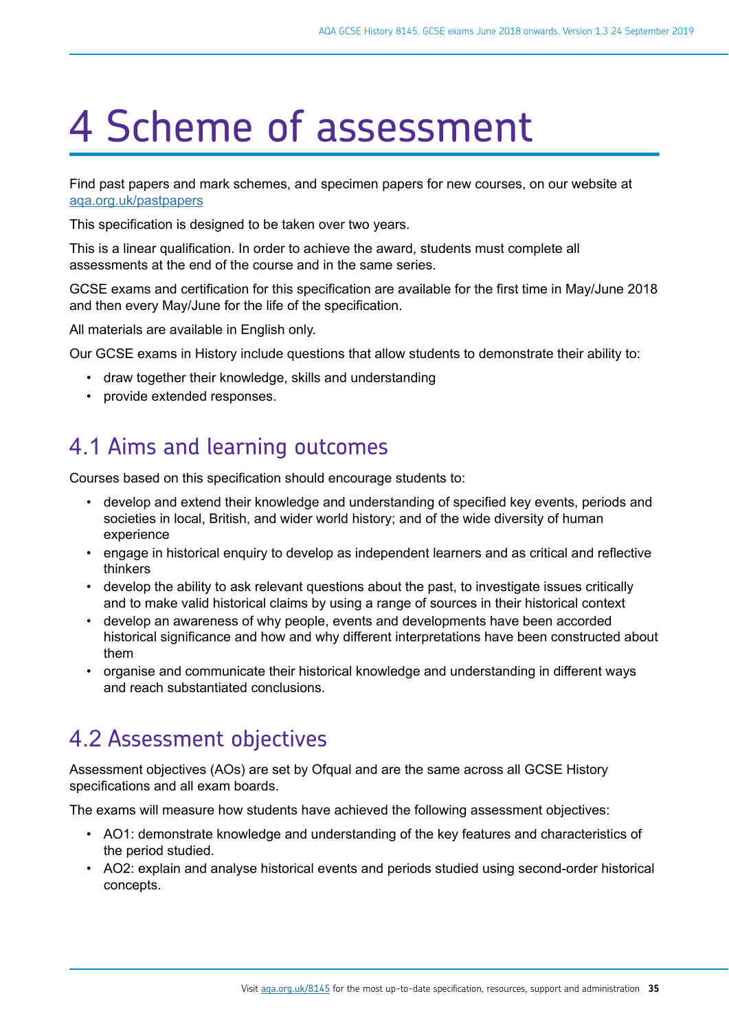# 4 Scheme of assessment

Find past papers and mark schemes, and specimen papers for new courses, on our website at [aqa.org.uk/pastpapers](aqa.org.uk/pastpapers)

This specification is designed to be taken over two years.

This is a linear qualification. In order to achieve the award, students must complete all assessments at the end of the course and in the same series.

GCSE exams and certification for this specification are available for the first time in May/June 2018 and then every May/June for the life of the specification.

All materials are available in English only.

Our GCSE exams in History include questions that allow students to demonstrate their ability to:

- draw together their knowledge, skills and understanding
- provide extended responses.

## 4.1 Aims and learning outcomes

Courses based on this specification should encourage students to:

- develop and extend their knowledge and understanding of specified key events, periods and societies in local, British, and wider world history; and of the wide diversity of human experience
- engage in historical enquiry to develop as independent learners and as critical and reflective thinkers
- develop the ability to ask relevant questions about the past, to investigate issues critically and to make valid historical claims by using a range of sources in their historical context
- develop an awareness of why people, events and developments have been accorded historical significance and how and why different interpretations have been constructed about them
- organise and communicate their historical knowledge and understanding in different ways and reach substantiated conclusions.

## 4.2 Assessment objectives

Assessment objectives (AOs) are set by Ofqual and are the same across all GCSE History specifications and all exam boards.

The exams will measure how students have achieved the following assessment objectives:

- AO1: demonstrate knowledge and understanding of the key features and characteristics of the period studied.
- AO2: explain and analyse historical events and periods studied using second-order historical concepts.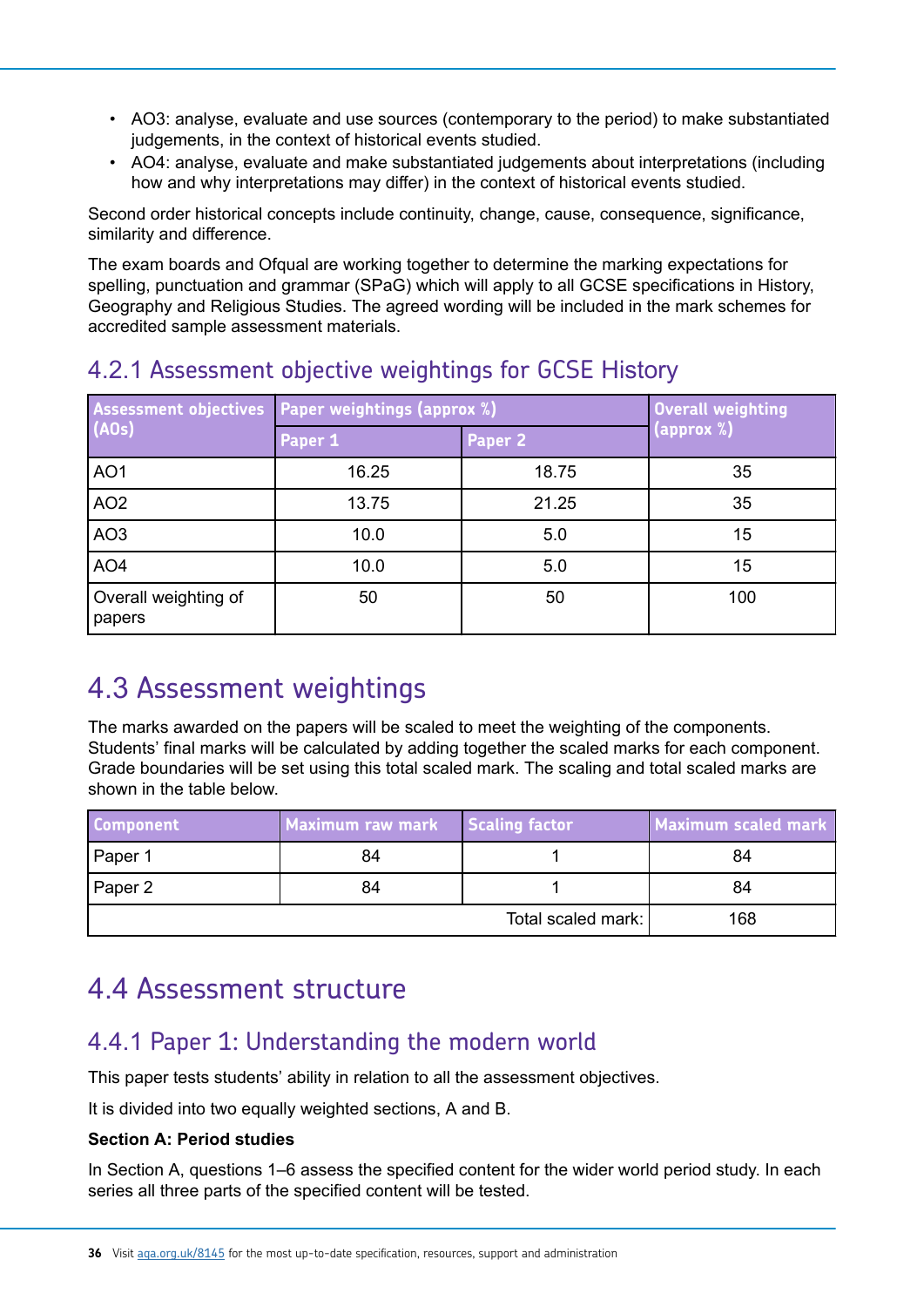- AO3: analyse, evaluate and use sources (contemporary to the period) to make substantiated judgements, in the context of historical events studied.
- AO4: analyse, evaluate and make substantiated judgements about interpretations (including how and why interpretations may differ) in the context of historical events studied.

Second order historical concepts include continuity, change, cause, consequence, significance, similarity and difference.

The exam boards and Ofqual are working together to determine the marking expectations for spelling, punctuation and grammar (SPaG) which will apply to all GCSE specifications in History, Geography and Religious Studies. The agreed wording will be included in the mark schemes for accredited sample assessment materials.

### 4.2.1 Assessment objective weightings for GCSE History

| Assessment objectives (AOs) | Paper weightings (approx %) | | Overall weighting (approx %) |
|---|---|---|---|
| | Paper 1 | Paper 2 | |
| AO1 | 16.25 | 18.75 | 35 |
| AO2 | 13.75 | 21.25 | 35 |
| AO3 | 10.0 | 5.0 | 15 |
| AO4 | 10.0 | 5.0 | 15 |
| Overall weighting of papers | 50 | 50 | 100 |

## 4.3 Assessment weightings

The marks awarded on the papers will be scaled to meet the weighting of the components. Students' final marks will be calculated by adding together the scaled marks for each component. Grade boundaries will be set using this total scaled mark. The scaling and total scaled marks are shown in the table below.

| Component | Maximum raw mark | Scaling factor | Maximum scaled mark |
|---|---|---|---|
| Paper 1 | 84 | 1 | 84 |
| Paper 2 | 84 | 1 | 84 |
| | | Total scaled mark: | 168 |

## 4.4 Assessment structure

### 4.4.1 Paper 1: Understanding the modern world

This paper tests students' ability in relation to all the assessment objectives.

It is divided into two equally weighted sections, A and B.

**Section A: Period studies**

In Section A, questions 1–6 assess the specified content for the wider world period study. In each series all three parts of the specified content will be tested.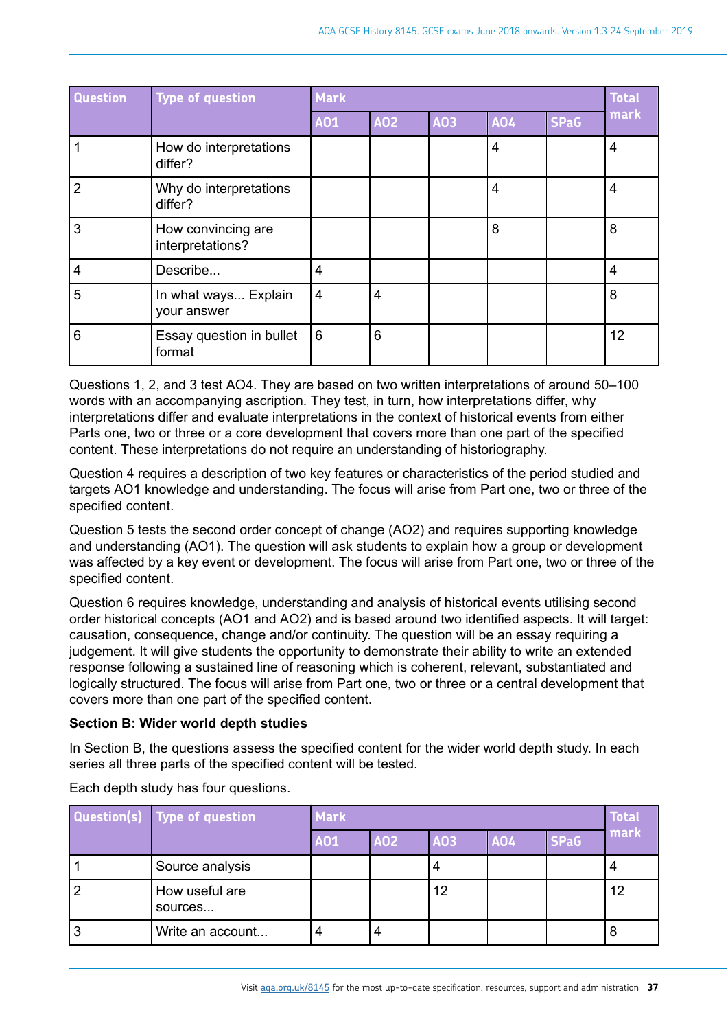| Question | Type of question | Mark | | | | | Total mark |
|---|---|---|---|---|---|---|---|
| | | AO1 | AO2 | AO3 | AO4 | SPaG | |
| 1 | How do interpretations differ? | | | | 4 | | 4 |
| 2 | Why do interpretations differ? | | | | 4 | | 4 |
| 3 | How convincing are interpretations? | | | | 8 | | 8 |
| 4 | Describe... | 4 | | | | | 4 |
| 5 | In what ways... Explain your answer | 4 | 4 | | | | 8 |
| 6 | Essay question in bullet format | 6 | 6 | | | | 12 |

Questions 1, 2, and 3 test AO4. They are based on two written interpretations of around 50–100 words with an accompanying ascription. They test, in turn, how interpretations differ, why interpretations differ and evaluate interpretations in the context of historical events from either Parts one, two or three or a core development that covers more than one part of the specified content. These interpretations do not require an understanding of historiography.

Question 4 requires a description of two key features or characteristics of the period studied and targets AO1 knowledge and understanding. The focus will arise from Part one, two or three of the specified content.

Question 5 tests the second order concept of change (AO2) and requires supporting knowledge and understanding (AO1). The question will ask students to explain how a group or development was affected by a key event or development. The focus will arise from Part one, two or three of the specified content.

Question 6 requires knowledge, understanding and analysis of historical events utilising second order historical concepts (AO1 and AO2) and is based around two identified aspects. It will target: causation, consequence, change and/or continuity. The question will be an essay requiring a judgement. It will give students the opportunity to demonstrate their ability to write an extended response following a sustained line of reasoning which is coherent, relevant, substantiated and logically structured. The focus will arise from Part one, two or three or a central development that covers more than one part of the specified content.

**Section B: Wider world depth studies**

In Section B, the questions assess the specified content for the wider world depth study. In each series all three parts of the specified content will be tested.

Each depth study has four questions.

| Question(s) | Type of question | Mark | | | | | Total mark |
|---|---|---|---|---|---|---|---|
| | | AO1 | AO2 | AO3 | AO4 | SPaG | |
| 1 | Source analysis | | | 4 | | | 4 |
| 2 | How useful are sources... | | | 12 | | | 12 |
| 3 | Write an account... | 4 | 4 | | | | 8 |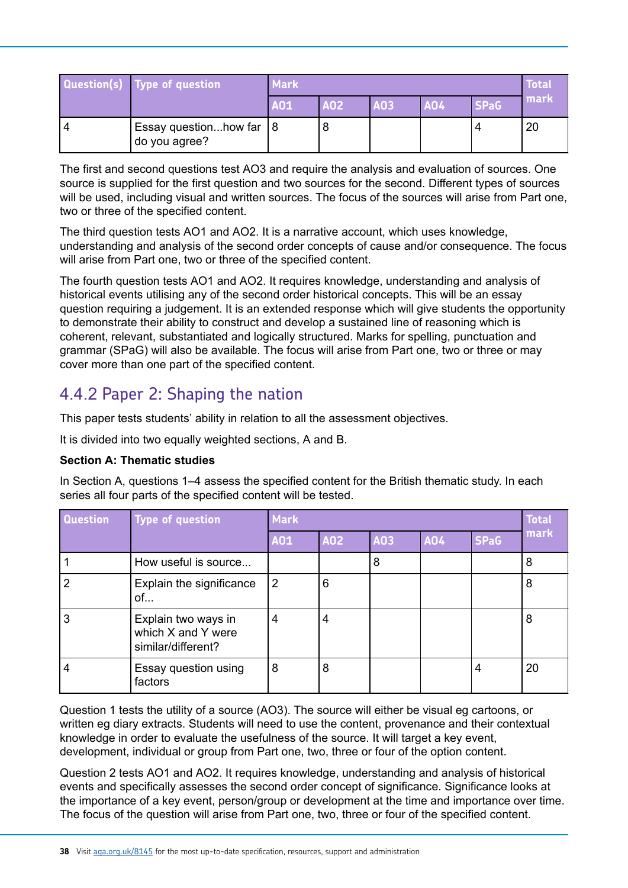| Question(s) | Type of question | Mark | | | | | Total mark |
|---|---|---|---|---|---|---|---|
| | | AO1 | AO2 | AO3 | AO4 | SPaG | |
| 4 | Essay question...how far do you agree? | 8 | 8 | | | 4 | 20 |

The first and second questions test AO3 and require the analysis and evaluation of sources. One source is supplied for the first question and two sources for the second. Different types of sources will be used, including visual and written sources. The focus of the sources will arise from Part one, two or three of the specified content.

The third question tests AO1 and AO2. It is a narrative account, which uses knowledge, understanding and analysis of the second order concepts of cause and/or consequence. The focus will arise from Part one, two or three of the specified content.

The fourth question tests AO1 and AO2. It requires knowledge, understanding and analysis of historical events utilising any of the second order historical concepts. This will be an essay question requiring a judgement. It is an extended response which will give students the opportunity to demonstrate their ability to construct and develop a sustained line of reasoning which is coherent, relevant, substantiated and logically structured. Marks for spelling, punctuation and grammar (SPaG) will also be available. The focus will arise from Part one, two or three or may cover more than one part of the specified content.

## 4.4.2 Paper 2: Shaping the nation

This paper tests students' ability in relation to all the assessment objectives.

It is divided into two equally weighted sections, A and B.

**Section A: Thematic studies**

In Section A, questions 1–4 assess the specified content for the British thematic study. In each series all four parts of the specified content will be tested.

| Question | Type of question | Mark | | | | | Total mark |
|---|---|---|---|---|---|---|---|
| | | AO1 | AO2 | AO3 | AO4 | SPaG | |
| 1 | How useful is source... | | | 8 | | | 8 |
| 2 | Explain the significance of... | 2 | 6 | | | | 8 |
| 3 | Explain two ways in which X and Y were similar/different? | 4 | 4 | | | | 8 |
| 4 | Essay question using factors | 8 | 8 | | | 4 | 20 |

Question 1 tests the utility of a source (AO3). The source will either be visual eg cartoons, or written eg diary extracts. Students will need to use the content, provenance and their contextual knowledge in order to evaluate the usefulness of the source. It will target a key event, development, individual or group from Part one, two, three or four of the option content.

Question 2 tests AO1 and AO2. It requires knowledge, understanding and analysis of historical events and specifically assesses the second order concept of significance. Significance looks at the importance of a key event, person/group or development at the time and importance over time. The focus of the question will arise from Part one, two, three or four of the specified content.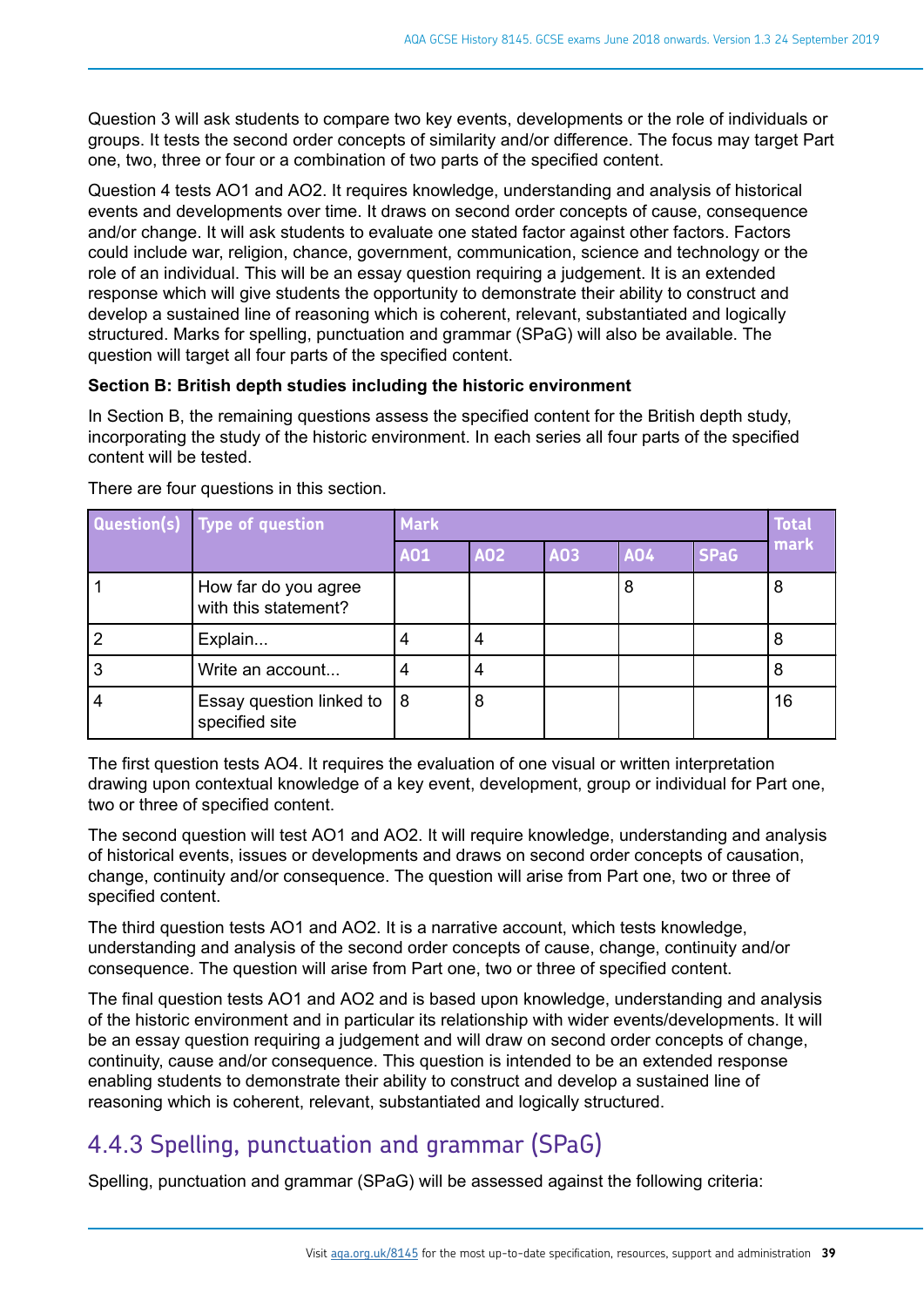Question 3 will ask students to compare two key events, developments or the role of individuals or groups. It tests the second order concepts of similarity and/or difference. The focus may target Part one, two, three or four or a combination of two parts of the specified content.

Question 4 tests AO1 and AO2. It requires knowledge, understanding and analysis of historical events and developments over time. It draws on second order concepts of cause, consequence and/or change. It will ask students to evaluate one stated factor against other factors. Factors could include war, religion, chance, government, communication, science and technology or the role of an individual. This will be an essay question requiring a judgement. It is an extended response which will give students the opportunity to demonstrate their ability to construct and develop a sustained line of reasoning which is coherent, relevant, substantiated and logically structured. Marks for spelling, punctuation and grammar (SPaG) will also be available. The question will target all four parts of the specified content.

**Section B: British depth studies including the historic environment**

In Section B, the remaining questions assess the specified content for the British depth study, incorporating the study of the historic environment. In each series all four parts of the specified content will be tested.

There are four questions in this section.

| Question(s) | Type of question | Mark | | | | | Total mark |
|---|---|---|---|---|---|---|---|
| | | AO1 | AO2 | AO3 | AO4 | SPaG | |
| 1 | How far do you agree with this statement? | | | | 8 | | 8 |
| 2 | Explain... | 4 | 4 | | | | 8 |
| 3 | Write an account... | 4 | 4 | | | | 8 |
| 4 | Essay question linked to specified site | 8 | 8 | | | | 16 |

The first question tests AO4. It requires the evaluation of one visual or written interpretation drawing upon contextual knowledge of a key event, development, group or individual for Part one, two or three of specified content.

The second question will test AO1 and AO2. It will require knowledge, understanding and analysis of historical events, issues or developments and draws on second order concepts of causation, change, continuity and/or consequence. The question will arise from Part one, two or three of specified content.

The third question tests AO1 and AO2. It is a narrative account, which tests knowledge, understanding and analysis of the second order concepts of cause, change, continuity and/or consequence. The question will arise from Part one, two or three of specified content.

The final question tests AO1 and AO2 and is based upon knowledge, understanding and analysis of the historic environment and in particular its relationship with wider events/developments. It will be an essay question requiring a judgement and will draw on second order concepts of change, continuity, cause and/or consequence. This question is intended to be an extended response enabling students to demonstrate their ability to construct and develop a sustained line of reasoning which is coherent, relevant, substantiated and logically structured.

## 4.4.3 Spelling, punctuation and grammar (SPaG)

Spelling, punctuation and grammar (SPaG) will be assessed against the following criteria: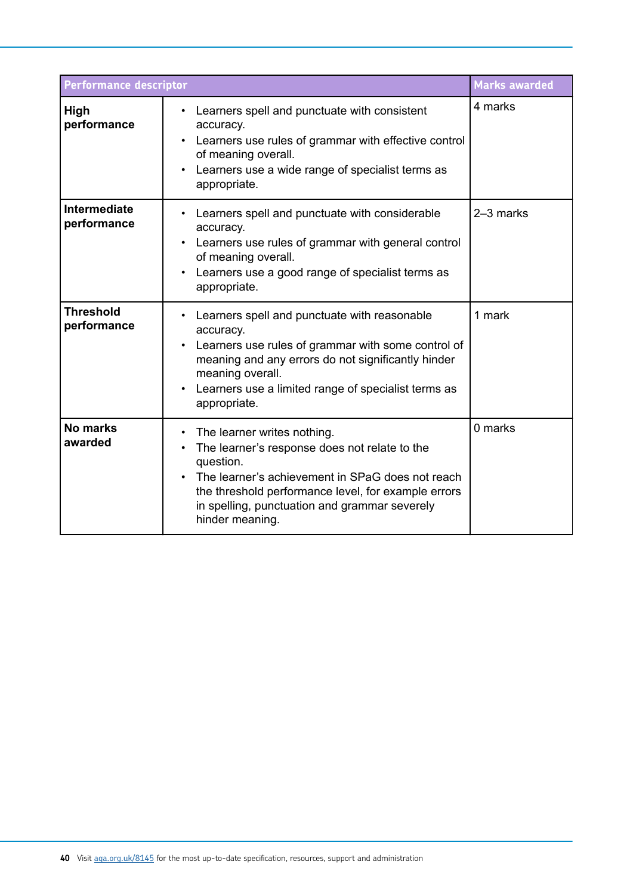| Performance descriptor | | Marks awarded |
|---|---|---|
| **High performance** | • Learners spell and punctuate with consistent accuracy.<br>• Learners use rules of grammar with effective control of meaning overall.<br>• Learners use a wide range of specialist terms as appropriate. | 4 marks |
| **Intermediate performance** | • Learners spell and punctuate with considerable accuracy.<br>• Learners use rules of grammar with general control of meaning overall.<br>• Learners use a good range of specialist terms as appropriate. | 2–3 marks |
| **Threshold performance** | • Learners spell and punctuate with reasonable accuracy.<br>• Learners use rules of grammar with some control of meaning and any errors do not significantly hinder meaning overall.<br>• Learners use a limited range of specialist terms as appropriate. | 1 mark |
| **No marks awarded** | • The learner writes nothing.<br>• The learner's response does not relate to the question.<br>• The learner's achievement in SPaG does not reach the threshold performance level, for example errors in spelling, punctuation and grammar severely hinder meaning. | 0 marks |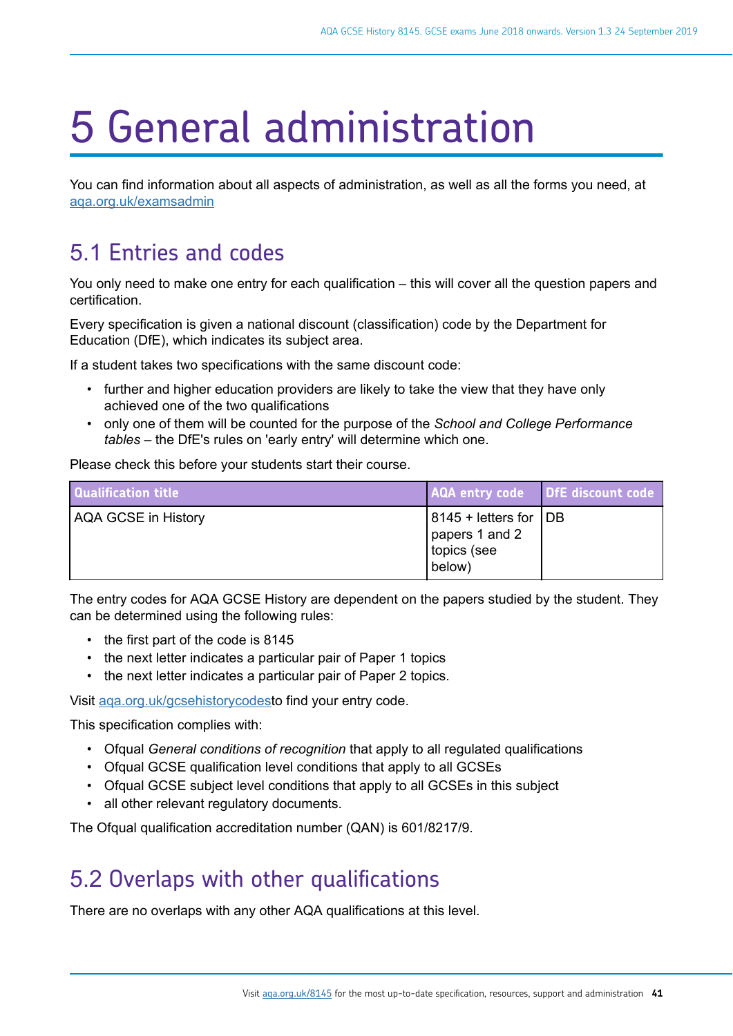# 5 General administration

You can find information about all aspects of administration, as well as all the forms you need, at aqa.org.uk/examsadmin

## 5.1 Entries and codes

You only need to make one entry for each qualification – this will cover all the question papers and certification.

Every specification is given a national discount (classification) code by the Department for Education (DfE), which indicates its subject area.

If a student takes two specifications with the same discount code:

- further and higher education providers are likely to take the view that they have only achieved one of the two qualifications
- only one of them will be counted for the purpose of the *School and College Performance tables* – the DfE's rules on 'early entry' will determine which one.

Please check this before your students start their course.

| Qualification title | AQA entry code | DfE discount code |
|---|---|---|
| AQA GCSE in History | 8145 + letters for papers 1 and 2 topics (see below) | DB |

The entry codes for AQA GCSE History are dependent on the papers studied by the student. They can be determined using the following rules:

- the first part of the code is 8145
- the next letter indicates a particular pair of Paper 1 topics
- the next letter indicates a particular pair of Paper 2 topics.

Visit aqa.org.uk/gcsehistorycodesto find your entry code.

This specification complies with:

- Ofqual *General conditions of recognition* that apply to all regulated qualifications
- Ofqual GCSE qualification level conditions that apply to all GCSEs
- Ofqual GCSE subject level conditions that apply to all GCSEs in this subject
- all other relevant regulatory documents.

The Ofqual qualification accreditation number (QAN) is 601/8217/9.

## 5.2 Overlaps with other qualifications

There are no overlaps with any other AQA qualifications at this level.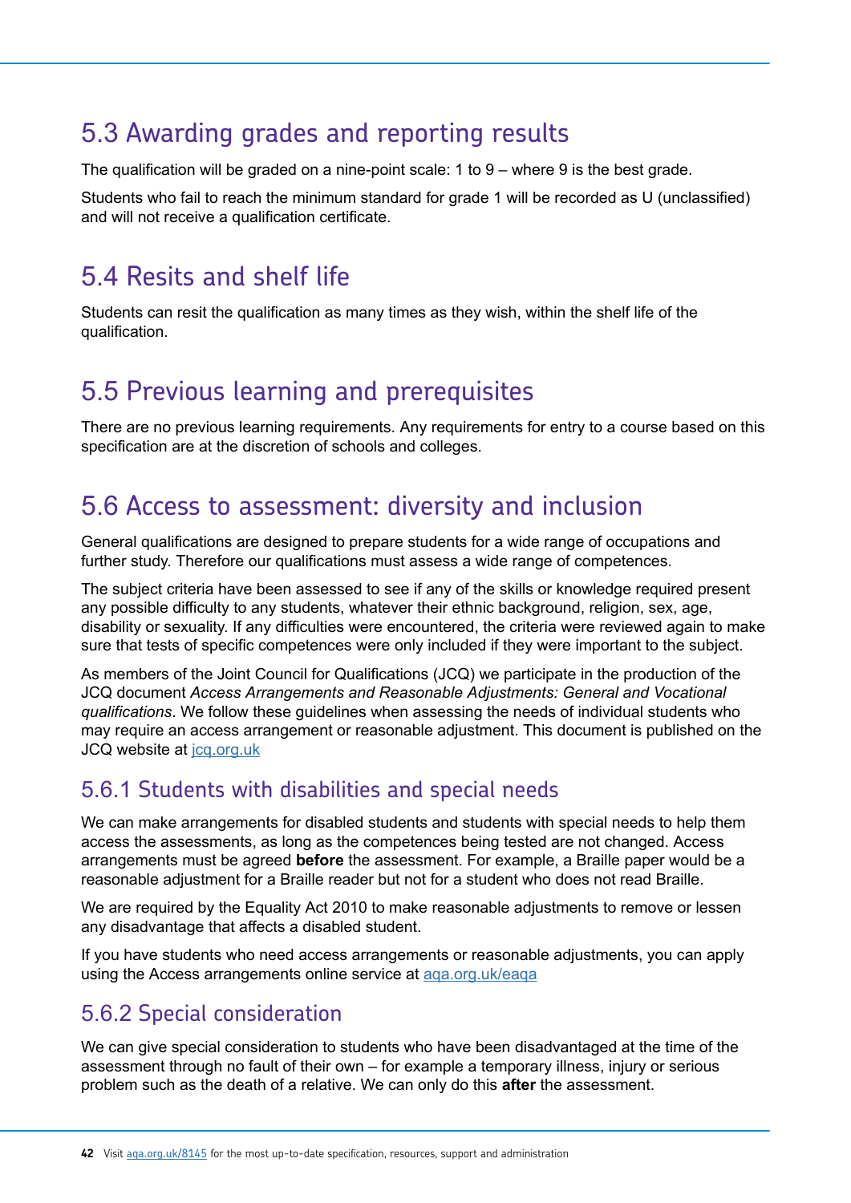## 5.3 Awarding grades and reporting results

The qualification will be graded on a nine-point scale: 1 to 9 – where 9 is the best grade.

Students who fail to reach the minimum standard for grade 1 will be recorded as U (unclassified) and will not receive a qualification certificate.

## 5.4 Resits and shelf life

Students can resit the qualification as many times as they wish, within the shelf life of the qualification.

## 5.5 Previous learning and prerequisites

There are no previous learning requirements. Any requirements for entry to a course based on this specification are at the discretion of schools and colleges.

## 5.6 Access to assessment: diversity and inclusion

General qualifications are designed to prepare students for a wide range of occupations and further study. Therefore our qualifications must assess a wide range of competences.

The subject criteria have been assessed to see if any of the skills or knowledge required present any possible difficulty to any students, whatever their ethnic background, religion, sex, age, disability or sexuality. If any difficulties were encountered, the criteria were reviewed again to make sure that tests of specific competences were only included if they were important to the subject.

As members of the Joint Council for Qualifications (JCQ) we participate in the production of the JCQ document *Access Arrangements and Reasonable Adjustments: General and Vocational qualifications*. We follow these guidelines when assessing the needs of individual students who may require an access arrangement or reasonable adjustment. This document is published on the JCQ website at jcq.org.uk

### 5.6.1 Students with disabilities and special needs

We can make arrangements for disabled students and students with special needs to help them access the assessments, as long as the competences being tested are not changed. Access arrangements must be agreed **before** the assessment. For example, a Braille paper would be a reasonable adjustment for a Braille reader but not for a student who does not read Braille.

We are required by the Equality Act 2010 to make reasonable adjustments to remove or lessen any disadvantage that affects a disabled student.

If you have students who need access arrangements or reasonable adjustments, you can apply using the Access arrangements online service at aqa.org.uk/eaqa

### 5.6.2 Special consideration

We can give special consideration to students who have been disadvantaged at the time of the assessment through no fault of their own – for example a temporary illness, injury or serious problem such as the death of a relative. We can only do this **after** the assessment.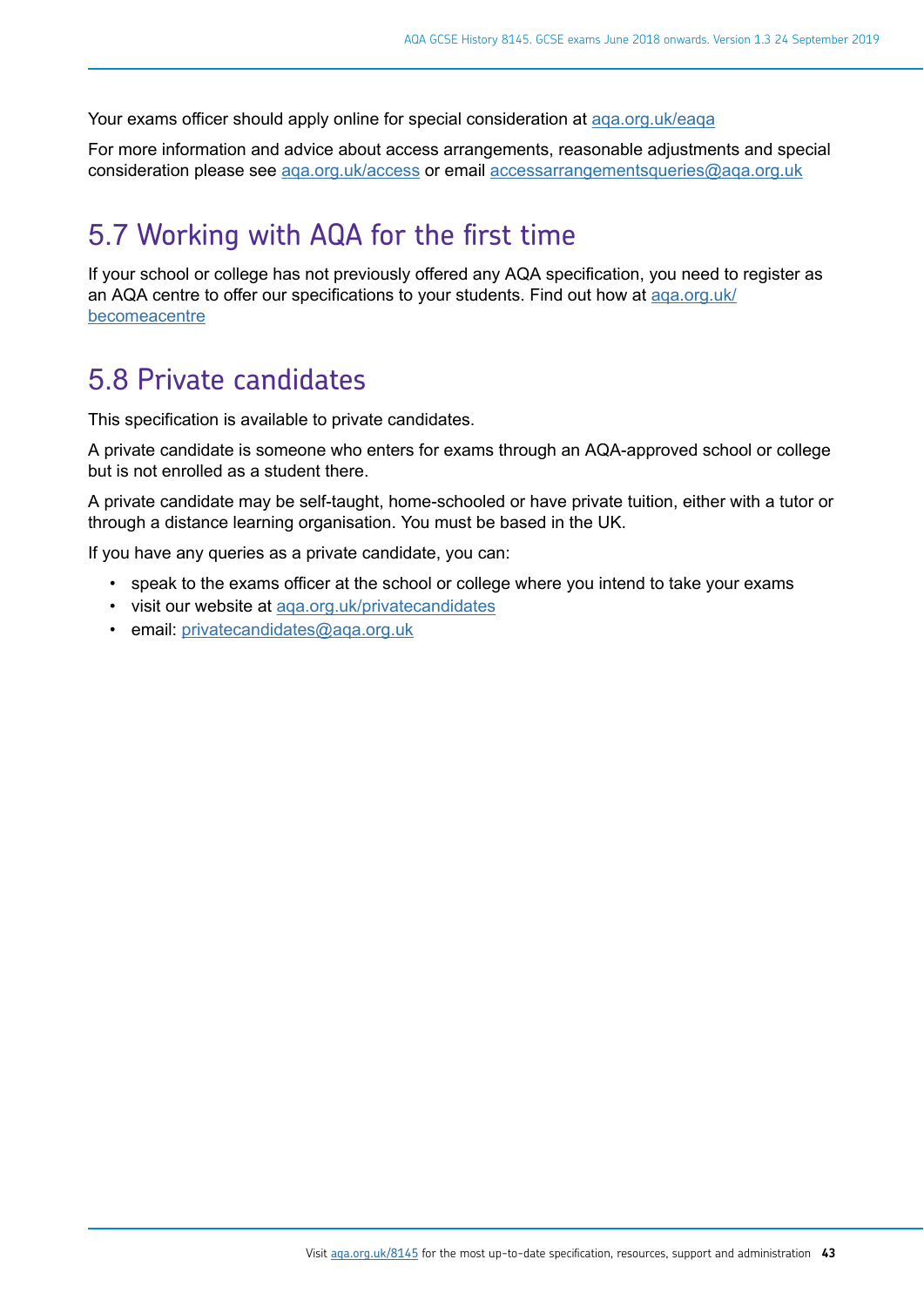Your exams officer should apply online for special consideration at aqa.org.uk/eaqa

For more information and advice about access arrangements, reasonable adjustments and special consideration please see aqa.org.uk/access or email accessarrangementsqueries@aqa.org.uk

## 5.7 Working with AQA for the first time

If your school or college has not previously offered any AQA specification, you need to register as an AQA centre to offer our specifications to your students. Find out how at aqa.org.uk/becomeacentre

## 5.8 Private candidates

This specification is available to private candidates.

A private candidate is someone who enters for exams through an AQA-approved school or college but is not enrolled as a student there.

A private candidate may be self-taught, home-schooled or have private tuition, either with a tutor or through a distance learning organisation. You must be based in the UK.

If you have any queries as a private candidate, you can:

- speak to the exams officer at the school or college where you intend to take your exams
- visit our website at aqa.org.uk/privatecandidates
- email: privatecandidates@aqa.org.uk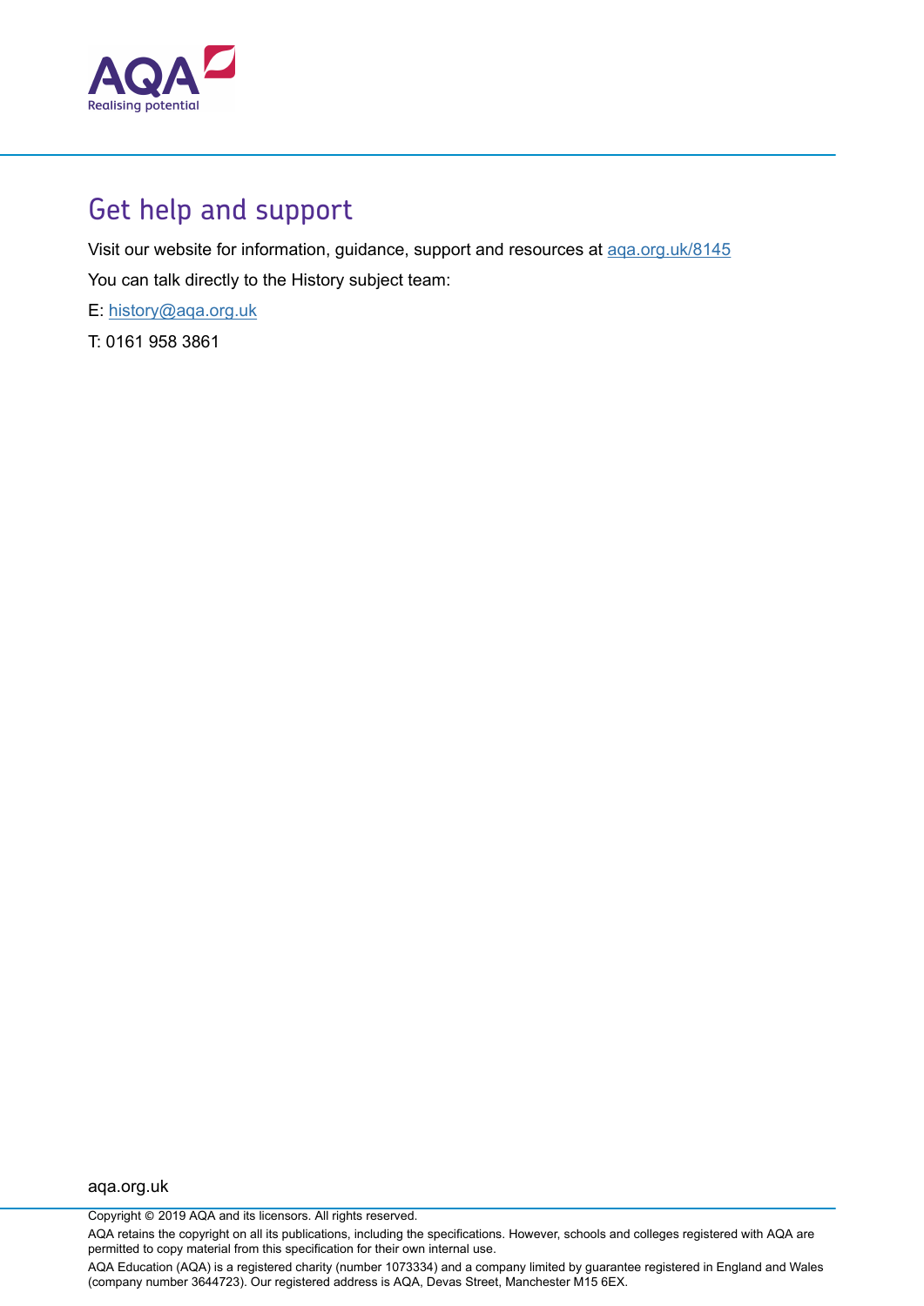# Get help and support

Visit our website for information, guidance, support and resources at [aqa.org.uk/8145](aqa.org.uk/8145)

You can talk directly to the History subject team:

E: [history@aqa.org.uk](mailto:history@aqa.org.uk)

T: 0161 958 3861

aqa.org.uk

Copyright © 2019 AQA and its licensors. All rights reserved.

AQA retains the copyright on all its publications, including the specifications. However, schools and colleges registered with AQA are permitted to copy material from this specification for their own internal use.

AQA Education (AQA) is a registered charity (number 1073334) and a company limited by guarantee registered in England and Wales (company number 3644723). Our registered address is AQA, Devas Street, Manchester M15 6EX.